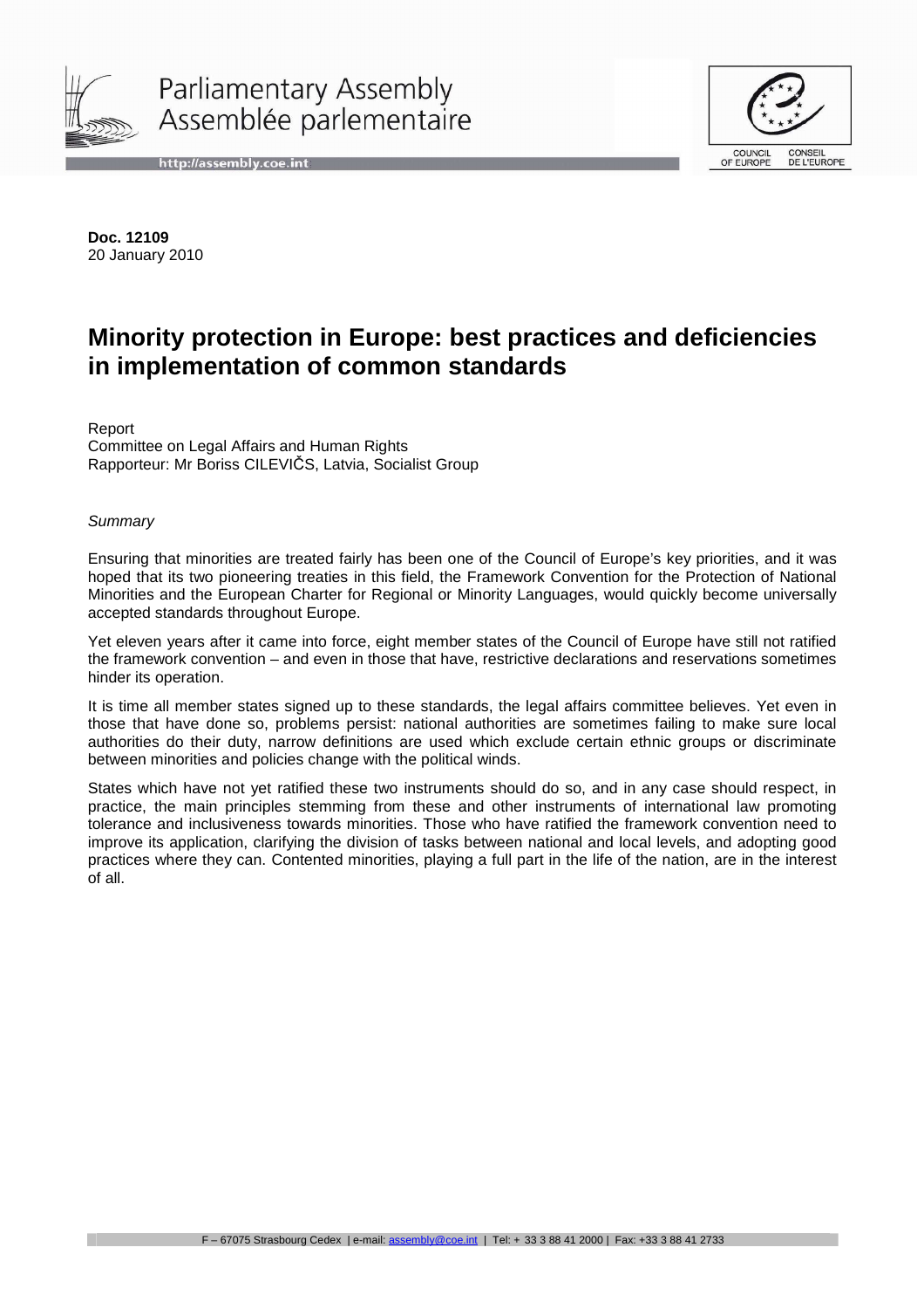Parliamentary Assembly
Assemblée parlementaire

**Doc. 12109**
20 January 2010

# Minority protection in Europe: best practices and deficiencies in implementation of common standards

Report
Committee on Legal Affairs and Human Rights
Rapporteur: Mr Boriss CILEVIČS, Latvia, Socialist Group

*Summary*

Ensuring that minorities are treated fairly has been one of the Council of Europe's key priorities, and it was hoped that its two pioneering treaties in this field, the Framework Convention for the Protection of National Minorities and the European Charter for Regional or Minority Languages, would quickly become universally accepted standards throughout Europe.

Yet eleven years after it came into force, eight member states of the Council of Europe have still not ratified the framework convention – and even in those that have, restrictive declarations and reservations sometimes hinder its operation.

It is time all member states signed up to these standards, the legal affairs committee believes. Yet even in those that have done so, problems persist: national authorities are sometimes failing to make sure local authorities do their duty, narrow definitions are used which exclude certain ethnic groups or discriminate between minorities and policies change with the political winds.

States which have not yet ratified these two instruments should do so, and in any case should respect, in practice, the main principles stemming from these and other instruments of international law promoting tolerance and inclusiveness towards minorities. Those who have ratified the framework convention need to improve its application, clarifying the division of tasks between national and local levels, and adopting good practices where they can. Contented minorities, playing a full part in the life of the nation, are in the interest of all.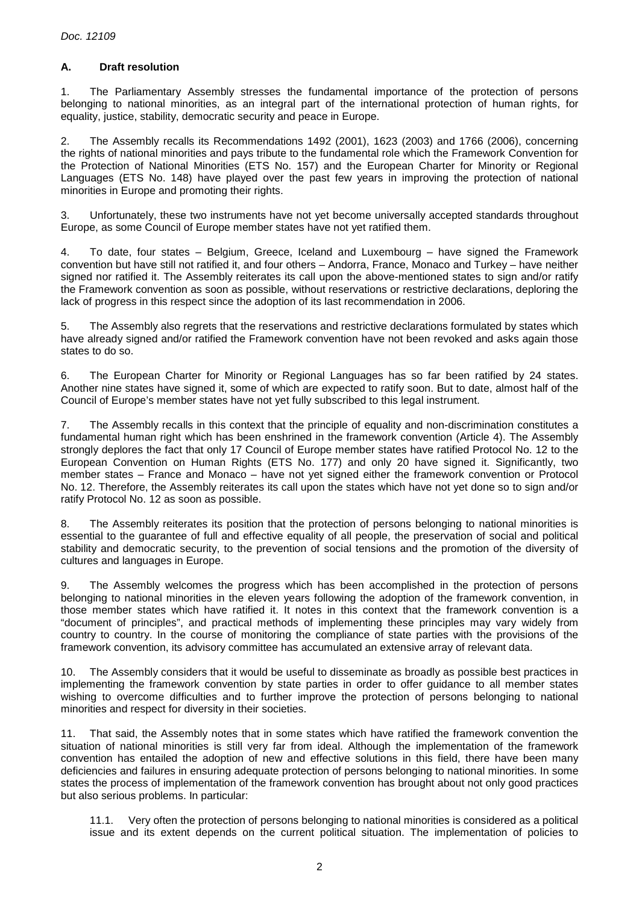## A. Draft resolution

1. The Parliamentary Assembly stresses the fundamental importance of the protection of persons belonging to national minorities, as an integral part of the international protection of human rights, for equality, justice, stability, democratic security and peace in Europe.

2. The Assembly recalls its Recommendations 1492 (2001), 1623 (2003) and 1766 (2006), concerning the rights of national minorities and pays tribute to the fundamental role which the Framework Convention for the Protection of National Minorities (ETS No. 157) and the European Charter for Minority or Regional Languages (ETS No. 148) have played over the past few years in improving the protection of national minorities in Europe and promoting their rights.

3. Unfortunately, these two instruments have not yet become universally accepted standards throughout Europe, as some Council of Europe member states have not yet ratified them.

4. To date, four states – Belgium, Greece, Iceland and Luxembourg – have signed the Framework convention but have still not ratified it, and four others – Andorra, France, Monaco and Turkey – have neither signed nor ratified it. The Assembly reiterates its call upon the above-mentioned states to sign and/or ratify the Framework convention as soon as possible, without reservations or restrictive declarations, deploring the lack of progress in this respect since the adoption of its last recommendation in 2006.

5. The Assembly also regrets that the reservations and restrictive declarations formulated by states which have already signed and/or ratified the Framework convention have not been revoked and asks again those states to do so.

6. The European Charter for Minority or Regional Languages has so far been ratified by 24 states. Another nine states have signed it, some of which are expected to ratify soon. But to date, almost half of the Council of Europe's member states have not yet fully subscribed to this legal instrument.

7. The Assembly recalls in this context that the principle of equality and non-discrimination constitutes a fundamental human right which has been enshrined in the framework convention (Article 4). The Assembly strongly deplores the fact that only 17 Council of Europe member states have ratified Protocol No. 12 to the European Convention on Human Rights (ETS No. 177) and only 20 have signed it. Significantly, two member states – France and Monaco – have not yet signed either the framework convention or Protocol No. 12. Therefore, the Assembly reiterates its call upon the states which have not yet done so to sign and/or ratify Protocol No. 12 as soon as possible.

8. The Assembly reiterates its position that the protection of persons belonging to national minorities is essential to the guarantee of full and effective equality of all people, the preservation of social and political stability and democratic security, to the prevention of social tensions and the promotion of the diversity of cultures and languages in Europe.

9. The Assembly welcomes the progress which has been accomplished in the protection of persons belonging to national minorities in the eleven years following the adoption of the framework convention, in those member states which have ratified it. It notes in this context that the framework convention is a "document of principles", and practical methods of implementing these principles may vary widely from country to country. In the course of monitoring the compliance of state parties with the provisions of the framework convention, its advisory committee has accumulated an extensive array of relevant data.

10. The Assembly considers that it would be useful to disseminate as broadly as possible best practices in implementing the framework convention by state parties in order to offer guidance to all member states wishing to overcome difficulties and to further improve the protection of persons belonging to national minorities and respect for diversity in their societies.

11. That said, the Assembly notes that in some states which have ratified the framework convention the situation of national minorities is still very far from ideal. Although the implementation of the framework convention has entailed the adoption of new and effective solutions in this field, there have been many deficiencies and failures in ensuring adequate protection of persons belonging to national minorities. In some states the process of implementation of the framework convention has brought about not only good practices but also serious problems. In particular:

11.1. Very often the protection of persons belonging to national minorities is considered as a political issue and its extent depends on the current political situation. The implementation of policies to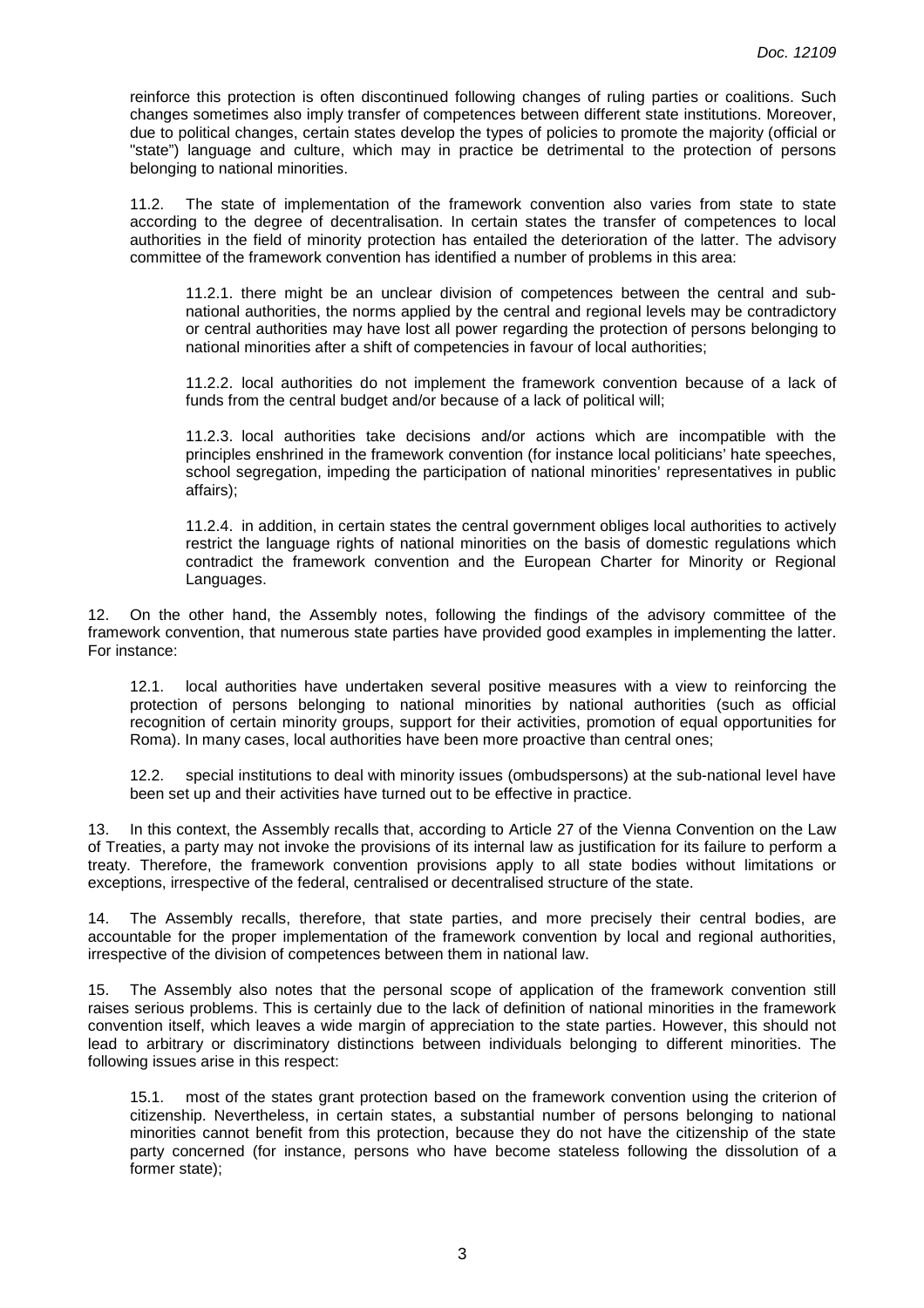reinforce this protection is often discontinued following changes of ruling parties or coalitions. Such changes sometimes also imply transfer of competences between different state institutions. Moreover, due to political changes, certain states develop the types of policies to promote the majority (official or "state") language and culture, which may in practice be detrimental to the protection of persons belonging to national minorities.

11.2. The state of implementation of the framework convention also varies from state to state according to the degree of decentralisation. In certain states the transfer of competences to local authorities in the field of minority protection has entailed the deterioration of the latter. The advisory committee of the framework convention has identified a number of problems in this area:

> 11.2.1. there might be an unclear division of competences between the central and sub-national authorities, the norms applied by the central and regional levels may be contradictory or central authorities may have lost all power regarding the protection of persons belonging to national minorities after a shift of competencies in favour of local authorities;
>
> 11.2.2. local authorities do not implement the framework convention because of a lack of funds from the central budget and/or because of a lack of political will;
>
> 11.2.3. local authorities take decisions and/or actions which are incompatible with the principles enshrined in the framework convention (for instance local politicians' hate speeches, school segregation, impeding the participation of national minorities' representatives in public affairs);
>
> 11.2.4. in addition, in certain states the central government obliges local authorities to actively restrict the language rights of national minorities on the basis of domestic regulations which contradict the framework convention and the European Charter for Minority or Regional Languages.

12. On the other hand, the Assembly notes, following the findings of the advisory committee of the framework convention, that numerous state parties have provided good examples in implementing the latter. For instance:

> 12.1. local authorities have undertaken several positive measures with a view to reinforcing the protection of persons belonging to national minorities by national authorities (such as official recognition of certain minority groups, support for their activities, promotion of equal opportunities for Roma). In many cases, local authorities have been more proactive than central ones;
>
> 12.2. special institutions to deal with minority issues (ombudspersons) at the sub-national level have been set up and their activities have turned out to be effective in practice.

13. In this context, the Assembly recalls that, according to Article 27 of the Vienna Convention on the Law of Treaties, a party may not invoke the provisions of its internal law as justification for its failure to perform a treaty. Therefore, the framework convention provisions apply to all state bodies without limitations or exceptions, irrespective of the federal, centralised or decentralised structure of the state.

14. The Assembly recalls, therefore, that state parties, and more precisely their central bodies, are accountable for the proper implementation of the framework convention by local and regional authorities, irrespective of the division of competences between them in national law.

15. The Assembly also notes that the personal scope of application of the framework convention still raises serious problems. This is certainly due to the lack of definition of national minorities in the framework convention itself, which leaves a wide margin of appreciation to the state parties. However, this should not lead to arbitrary or discriminatory distinctions between individuals belonging to different minorities. The following issues arise in this respect:

> 15.1. most of the states grant protection based on the framework convention using the criterion of citizenship. Nevertheless, in certain states, a substantial number of persons belonging to national minorities cannot benefit from this protection, because they do not have the citizenship of the state party concerned (for instance, persons who have become stateless following the dissolution of a former state);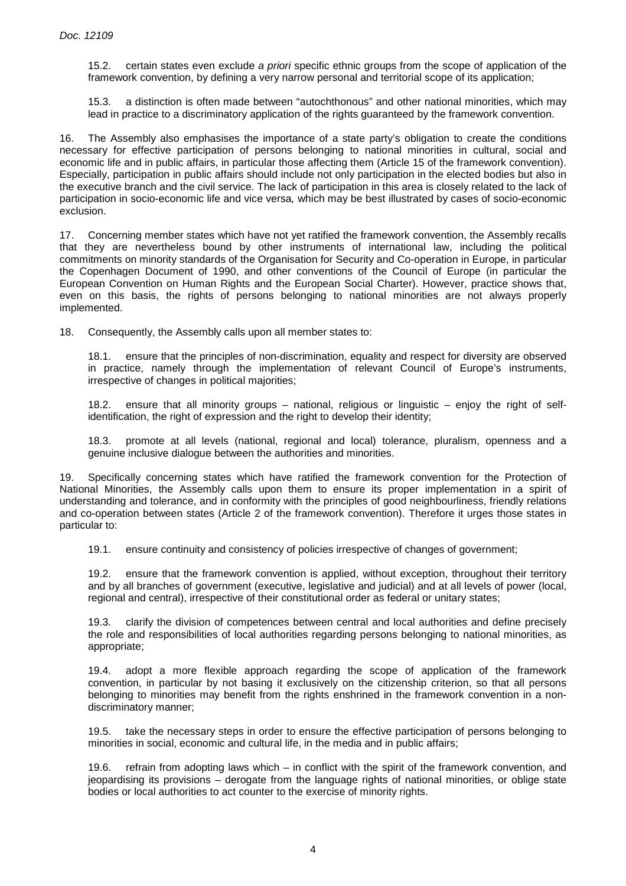15.2. certain states even exclude *a priori* specific ethnic groups from the scope of application of the framework convention, by defining a very narrow personal and territorial scope of its application;

15.3. a distinction is often made between "autochthonous" and other national minorities, which may lead in practice to a discriminatory application of the rights guaranteed by the framework convention.

16. The Assembly also emphasises the importance of a state party's obligation to create the conditions necessary for effective participation of persons belonging to national minorities in cultural, social and economic life and in public affairs, in particular those affecting them (Article 15 of the framework convention). Especially, participation in public affairs should include not only participation in the elected bodies but also in the executive branch and the civil service. The lack of participation in this area is closely related to the lack of participation in socio-economic life and vice versa*,* which may be best illustrated by cases of socio-economic exclusion.

17. Concerning member states which have not yet ratified the framework convention, the Assembly recalls that they are nevertheless bound by other instruments of international law, including the political commitments on minority standards of the Organisation for Security and Co-operation in Europe, in particular the Copenhagen Document of 1990, and other conventions of the Council of Europe (in particular the European Convention on Human Rights and the European Social Charter). However, practice shows that, even on this basis, the rights of persons belonging to national minorities are not always properly implemented.

18. Consequently, the Assembly calls upon all member states to:

18.1. ensure that the principles of non-discrimination, equality and respect for diversity are observed in practice, namely through the implementation of relevant Council of Europe's instruments, irrespective of changes in political majorities;

18.2. ensure that all minority groups – national, religious or linguistic – enjoy the right of self-identification, the right of expression and the right to develop their identity;

18.3. promote at all levels (national, regional and local) tolerance, pluralism, openness and a genuine inclusive dialogue between the authorities and minorities.

19. Specifically concerning states which have ratified the framework convention for the Protection of National Minorities, the Assembly calls upon them to ensure its proper implementation in a spirit of understanding and tolerance, and in conformity with the principles of good neighbourliness, friendly relations and co-operation between states (Article 2 of the framework convention). Therefore it urges those states in particular to:

19.1. ensure continuity and consistency of policies irrespective of changes of government;

19.2. ensure that the framework convention is applied, without exception, throughout their territory and by all branches of government (executive, legislative and judicial) and at all levels of power (local, regional and central), irrespective of their constitutional order as federal or unitary states;

19.3. clarify the division of competences between central and local authorities and define precisely the role and responsibilities of local authorities regarding persons belonging to national minorities, as appropriate;

19.4. adopt a more flexible approach regarding the scope of application of the framework convention, in particular by not basing it exclusively on the citizenship criterion, so that all persons belonging to minorities may benefit from the rights enshrined in the framework convention in a non-discriminatory manner;

19.5. take the necessary steps in order to ensure the effective participation of persons belonging to minorities in social, economic and cultural life, in the media and in public affairs;

19.6. refrain from adopting laws which – in conflict with the spirit of the framework convention, and jeopardising its provisions – derogate from the language rights of national minorities, or oblige state bodies or local authorities to act counter to the exercise of minority rights.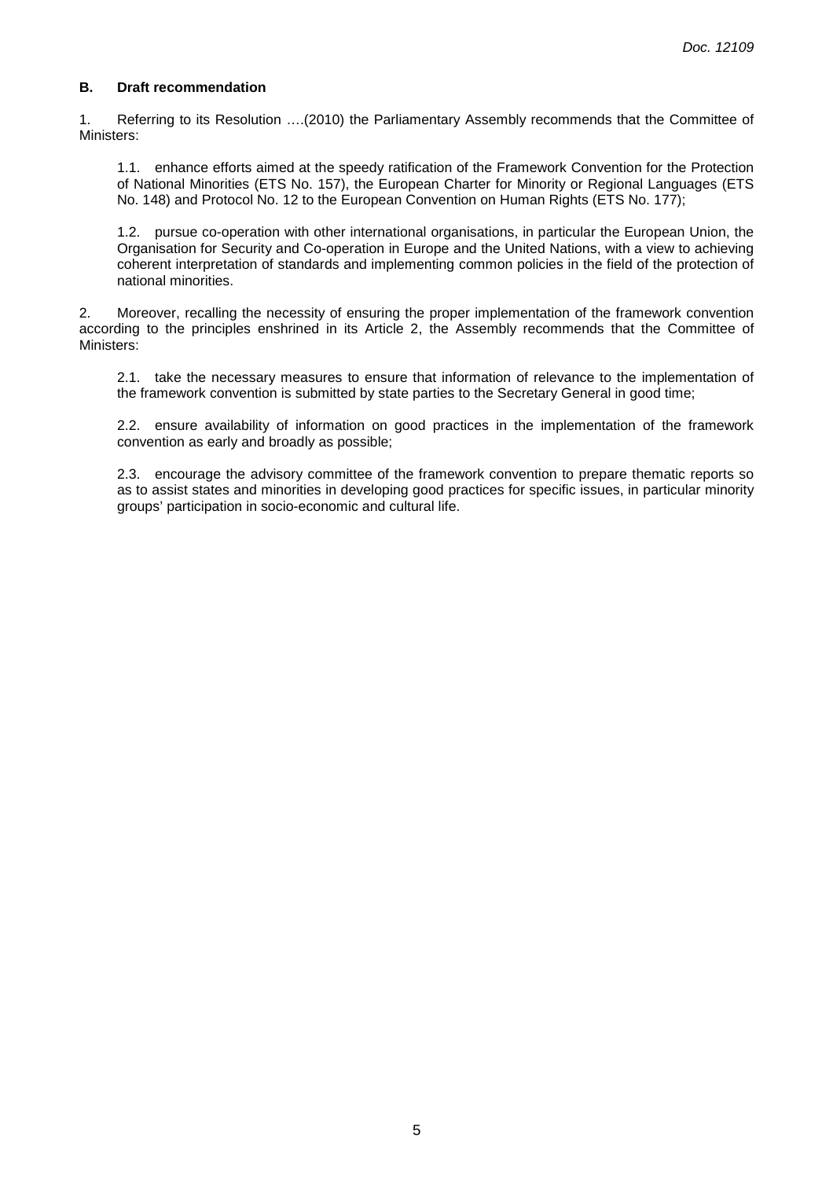## B. Draft recommendation

1. Referring to its Resolution ….(2010) the Parliamentary Assembly recommends that the Committee of Ministers:

1.1. enhance efforts aimed at the speedy ratification of the Framework Convention for the Protection of National Minorities (ETS No. 157), the European Charter for Minority or Regional Languages (ETS No. 148) and Protocol No. 12 to the European Convention on Human Rights (ETS No. 177);

1.2. pursue co-operation with other international organisations, in particular the European Union, the Organisation for Security and Co-operation in Europe and the United Nations, with a view to achieving coherent interpretation of standards and implementing common policies in the field of the protection of national minorities.

2. Moreover, recalling the necessity of ensuring the proper implementation of the framework convention according to the principles enshrined in its Article 2, the Assembly recommends that the Committee of Ministers:

2.1. take the necessary measures to ensure that information of relevance to the implementation of the framework convention is submitted by state parties to the Secretary General in good time;

2.2. ensure availability of information on good practices in the implementation of the framework convention as early and broadly as possible;

2.3. encourage the advisory committee of the framework convention to prepare thematic reports so as to assist states and minorities in developing good practices for specific issues, in particular minority groups' participation in socio-economic and cultural life.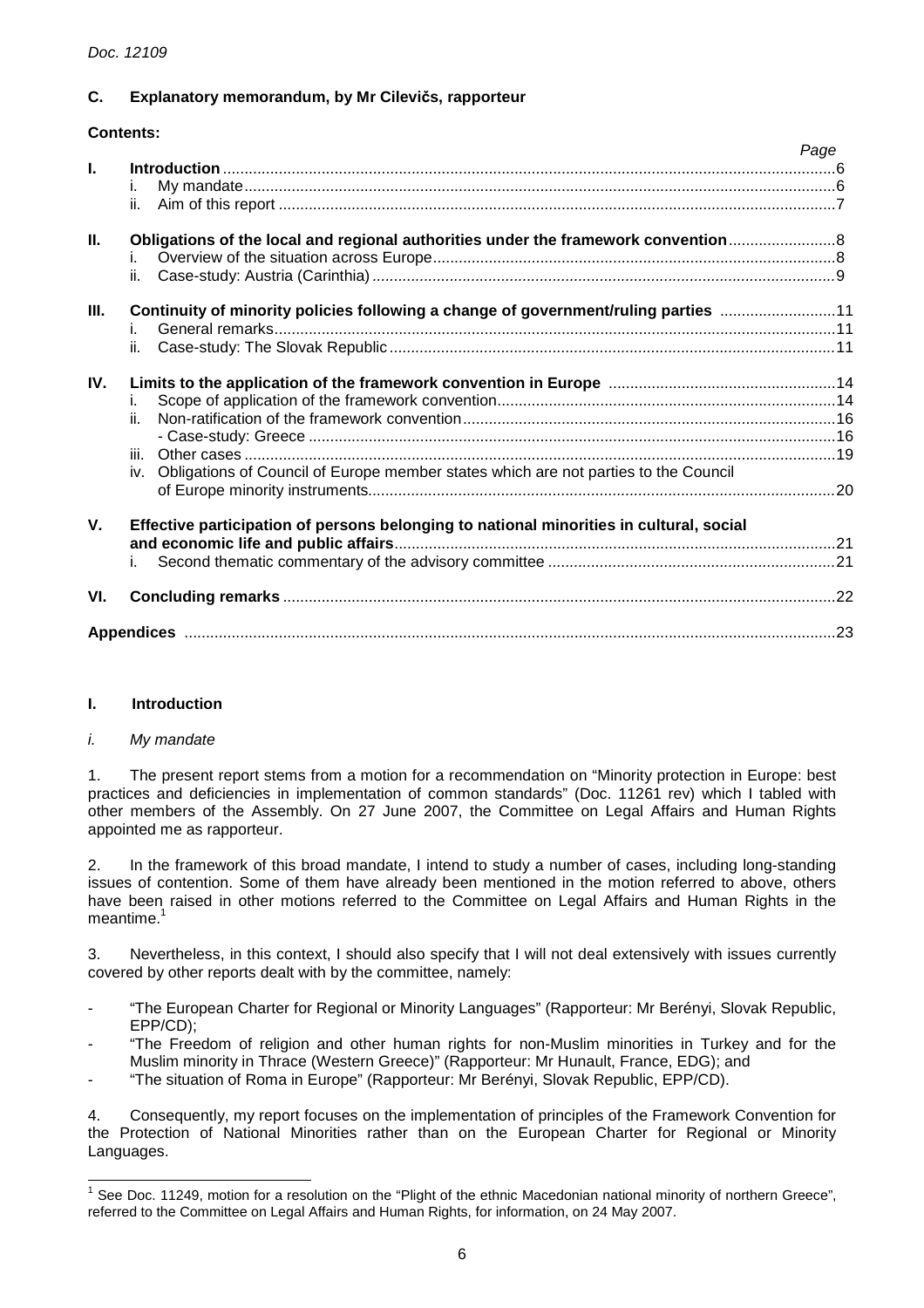## C. Explanatory memorandum, by Mr Cilevičs, rapporteur

**Contents:**

| | | Page |
|---|---|---|
| **I.** | **Introduction** | 6 |
| | i. My mandate | 6 |
| | ii. Aim of this report | 7 |
| **II.** | **Obligations of the local and regional authorities under the framework convention** | 8 |
| | i. Overview of the situation across Europe | 8 |
| | ii. Case-study: Austria (Carinthia) | 9 |
| **III.** | **Continuity of minority policies following a change of government/ruling parties** | 11 |
| | i. General remarks | 11 |
| | ii. Case-study: The Slovak Republic | 11 |
| **IV.** | **Limits to the application of the framework convention in Europe** | 14 |
| | i. Scope of application of the framework convention | 14 |
| | ii. Non-ratification of the framework convention | 16 |
| | - Case-study: Greece | 16 |
| | iii. Other cases | 19 |
| | iv. Obligations of Council of Europe member states which are not parties to the Council of Europe minority instruments | 20 |
| **V.** | **Effective participation of persons belonging to national minorities in cultural, social and economic life and public affairs** | 21 |
| | i. Second thematic commentary of the advisory committee | 21 |
| **VI.** | **Concluding remarks** | 22 |
| | **Appendices** | 23 |

## I. Introduction

### *i. My mandate*

1. The present report stems from a motion for a recommendation on "Minority protection in Europe: best practices and deficiencies in implementation of common standards" (Doc. 11261 rev) which I tabled with other members of the Assembly. On 27 June 2007, the Committee on Legal Affairs and Human Rights appointed me as rapporteur.

2. In the framework of this broad mandate, I intend to study a number of cases, including long-standing issues of contention. Some of them have already been mentioned in the motion referred to above, others have been raised in other motions referred to the Committee on Legal Affairs and Human Rights in the meantime.[1]

3. Nevertheless, in this context, I should also specify that I will not deal extensively with issues currently covered by other reports dealt with by the committee, namely:

- "The European Charter for Regional or Minority Languages" (Rapporteur: Mr Berényi, Slovak Republic, EPP/CD);
- "The Freedom of religion and other human rights for non-Muslim minorities in Turkey and for the Muslim minority in Thrace (Western Greece)" (Rapporteur: Mr Hunault, France, EDG); and
- "The situation of Roma in Europe" (Rapporteur: Mr Berényi, Slovak Republic, EPP/CD).

4. Consequently, my report focuses on the implementation of principles of the Framework Convention for the Protection of National Minorities rather than on the European Charter for Regional or Minority Languages.

---

[1] See Doc. 11249, motion for a resolution on the "Plight of the ethnic Macedonian national minority of northern Greece", referred to the Committee on Legal Affairs and Human Rights, for information, on 24 May 2007.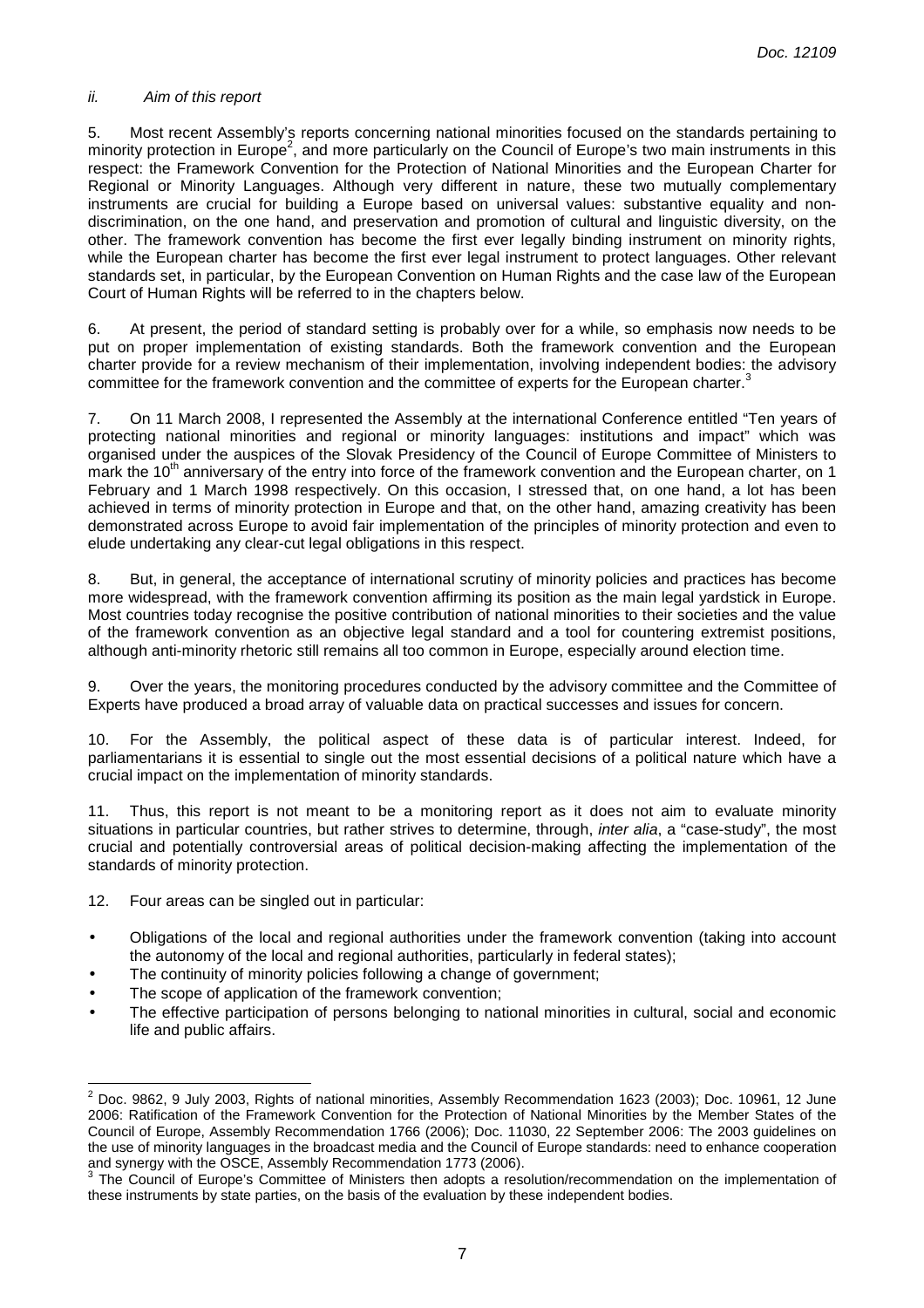### *ii. Aim of this report*

5. Most recent Assembly's reports concerning national minorities focused on the standards pertaining to minority protection in Europe[2], and more particularly on the Council of Europe's two main instruments in this respect: the Framework Convention for the Protection of National Minorities and the European Charter for Regional or Minority Languages. Although very different in nature, these two mutually complementary instruments are crucial for building a Europe based on universal values: substantive equality and non-discrimination, on the one hand, and preservation and promotion of cultural and linguistic diversity, on the other. The framework convention has become the first ever legally binding instrument on minority rights, while the European charter has become the first ever legal instrument to protect languages. Other relevant standards set, in particular, by the European Convention on Human Rights and the case law of the European Court of Human Rights will be referred to in the chapters below.

6. At present, the period of standard setting is probably over for a while, so emphasis now needs to be put on proper implementation of existing standards. Both the framework convention and the European charter provide for a review mechanism of their implementation, involving independent bodies: the advisory committee for the framework convention and the committee of experts for the European charter.[3]

7. On 11 March 2008, I represented the Assembly at the international Conference entitled "Ten years of protecting national minorities and regional or minority languages: institutions and impact" which was organised under the auspices of the Slovak Presidency of the Council of Europe Committee of Ministers to mark the 10th anniversary of the entry into force of the framework convention and the European charter, on 1 February and 1 March 1998 respectively. On this occasion, I stressed that, on one hand, a lot has been achieved in terms of minority protection in Europe and that, on the other hand, amazing creativity has been demonstrated across Europe to avoid fair implementation of the principles of minority protection and even to elude undertaking any clear-cut legal obligations in this respect.

8. But, in general, the acceptance of international scrutiny of minority policies and practices has become more widespread, with the framework convention affirming its position as the main legal yardstick in Europe. Most countries today recognise the positive contribution of national minorities to their societies and the value of the framework convention as an objective legal standard and a tool for countering extremist positions, although anti-minority rhetoric still remains all too common in Europe, especially around election time.

9. Over the years, the monitoring procedures conducted by the advisory committee and the Committee of Experts have produced a broad array of valuable data on practical successes and issues for concern.

10. For the Assembly, the political aspect of these data is of particular interest. Indeed, for parliamentarians it is essential to single out the most essential decisions of a political nature which have a crucial impact on the implementation of minority standards.

11. Thus, this report is not meant to be a monitoring report as it does not aim to evaluate minority situations in particular countries, but rather strives to determine, through, *inter alia*, a "case-study", the most crucial and potentially controversial areas of political decision-making affecting the implementation of the standards of minority protection.

12. Four areas can be singled out in particular:

- Obligations of the local and regional authorities under the framework convention (taking into account the autonomy of the local and regional authorities, particularly in federal states);
- The continuity of minority policies following a change of government;
- The scope of application of the framework convention;
- The effective participation of persons belonging to national minorities in cultural, social and economic life and public affairs.

---

[2] Doc. 9862, 9 July 2003, Rights of national minorities, Assembly Recommendation 1623 (2003); Doc. 10961, 12 June 2006: Ratification of the Framework Convention for the Protection of National Minorities by the Member States of the Council of Europe, Assembly Recommendation 1766 (2006); Doc. 11030, 22 September 2006: The 2003 guidelines on the use of minority languages in the broadcast media and the Council of Europe standards: need to enhance cooperation and synergy with the OSCE, Assembly Recommendation 1773 (2006).

[3] The Council of Europe's Committee of Ministers then adopts a resolution/recommendation on the implementation of these instruments by state parties, on the basis of the evaluation by these independent bodies.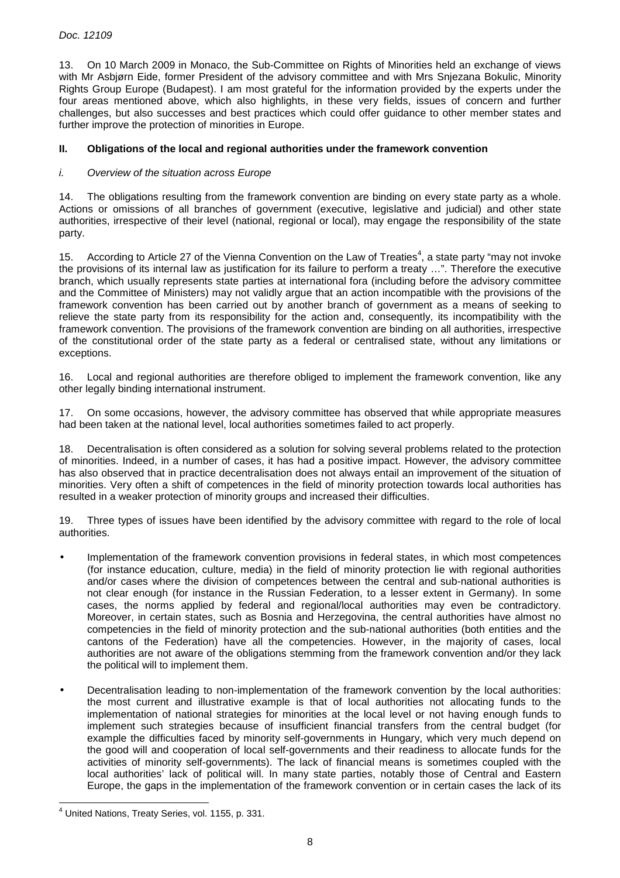13. On 10 March 2009 in Monaco, the Sub-Committee on Rights of Minorities held an exchange of views with Mr Asbjørn Eide, former President of the advisory committee and with Mrs Snjezana Bokulic, Minority Rights Group Europe (Budapest). I am most grateful for the information provided by the experts under the four areas mentioned above, which also highlights, in these very fields, issues of concern and further challenges, but also successes and best practices which could offer guidance to other member states and further improve the protection of minorities in Europe.

## II. Obligations of the local and regional authorities under the framework convention

### *i. Overview of the situation across Europe*

14. The obligations resulting from the framework convention are binding on every state party as a whole. Actions or omissions of all branches of government (executive, legislative and judicial) and other state authorities, irrespective of their level (national, regional or local), may engage the responsibility of the state party.

15. According to Article 27 of the Vienna Convention on the Law of Treaties[4], a state party "may not invoke the provisions of its internal law as justification for its failure to perform a treaty …". Therefore the executive branch, which usually represents state parties at international fora (including before the advisory committee and the Committee of Ministers) may not validly argue that an action incompatible with the provisions of the framework convention has been carried out by another branch of government as a means of seeking to relieve the state party from its responsibility for the action and, consequently, its incompatibility with the framework convention. The provisions of the framework convention are binding on all authorities, irrespective of the constitutional order of the state party as a federal or centralised state, without any limitations or exceptions.

16. Local and regional authorities are therefore obliged to implement the framework convention, like any other legally binding international instrument.

17. On some occasions, however, the advisory committee has observed that while appropriate measures had been taken at the national level, local authorities sometimes failed to act properly.

18. Decentralisation is often considered as a solution for solving several problems related to the protection of minorities. Indeed, in a number of cases, it has had a positive impact. However, the advisory committee has also observed that in practice decentralisation does not always entail an improvement of the situation of minorities. Very often a shift of competences in the field of minority protection towards local authorities has resulted in a weaker protection of minority groups and increased their difficulties.

19. Three types of issues have been identified by the advisory committee with regard to the role of local authorities.

- Implementation of the framework convention provisions in federal states, in which most competences (for instance education, culture, media) in the field of minority protection lie with regional authorities and/or cases where the division of competences between the central and sub-national authorities is not clear enough (for instance in the Russian Federation, to a lesser extent in Germany). In some cases, the norms applied by federal and regional/local authorities may even be contradictory. Moreover, in certain states, such as Bosnia and Herzegovina, the central authorities have almost no competencies in the field of minority protection and the sub-national authorities (both entities and the cantons of the Federation) have all the competencies. However, in the majority of cases, local authorities are not aware of the obligations stemming from the framework convention and/or they lack the political will to implement them.

- Decentralisation leading to non-implementation of the framework convention by the local authorities: the most current and illustrative example is that of local authorities not allocating funds to the implementation of national strategies for minorities at the local level or not having enough funds to implement such strategies because of insufficient financial transfers from the central budget (for example the difficulties faced by minority self-governments in Hungary, which very much depend on the good will and cooperation of local self-governments and their readiness to allocate funds for the activities of minority self-governments). The lack of financial means is sometimes coupled with the local authorities' lack of political will. In many state parties, notably those of Central and Eastern Europe, the gaps in the implementation of the framework convention or in certain cases the lack of its

---

[4] United Nations, Treaty Series, vol. 1155, p. 331.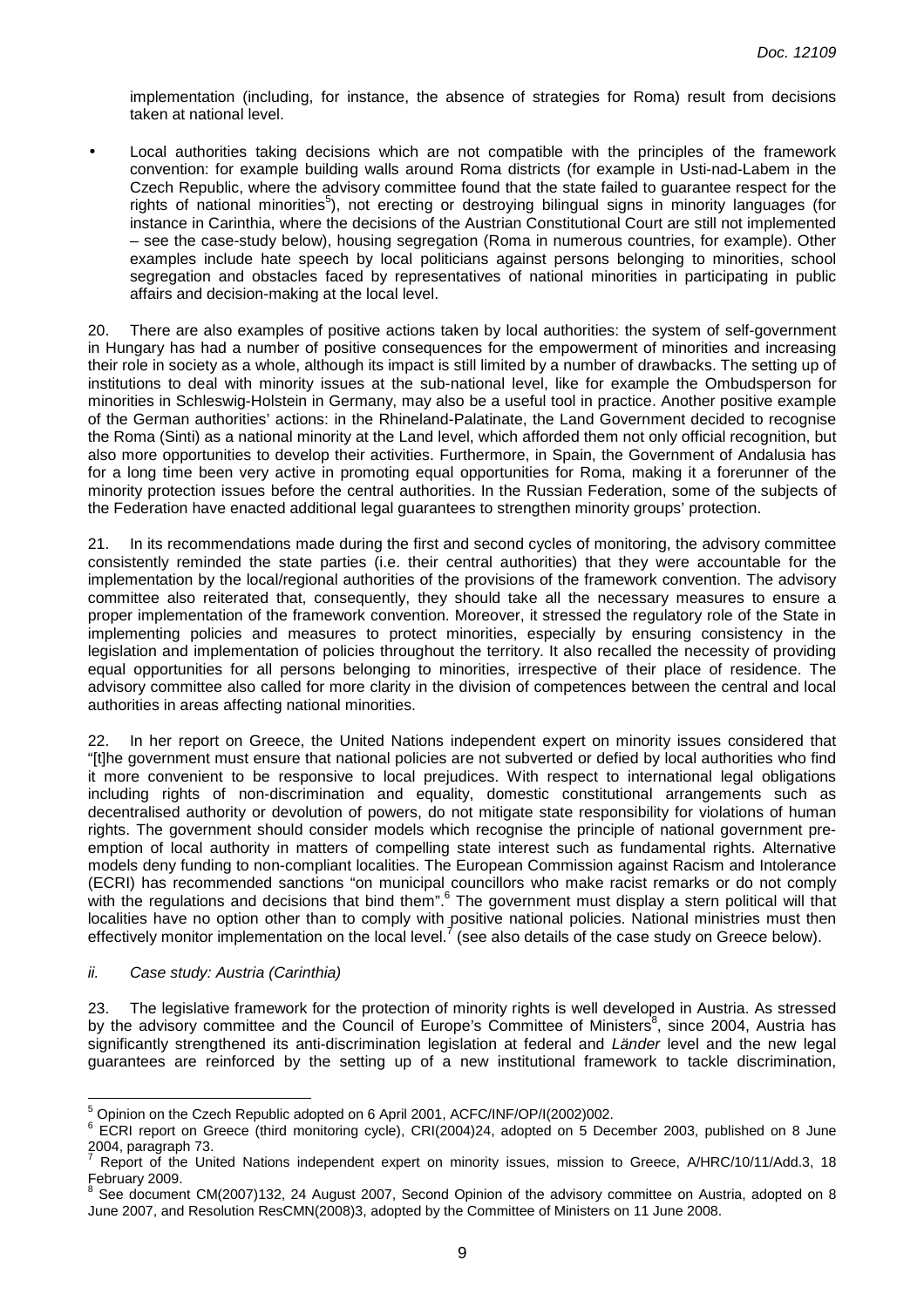implementation (including, for instance, the absence of strategies for Roma) result from decisions taken at national level.

- Local authorities taking decisions which are not compatible with the principles of the framework convention: for example building walls around Roma districts (for example in Usti-nad-Labem in the Czech Republic, where the advisory committee found that the state failed to guarantee respect for the rights of national minorities[5]), not erecting or destroying bilingual signs in minority languages (for instance in Carinthia, where the decisions of the Austrian Constitutional Court are still not implemented – see the case-study below), housing segregation (Roma in numerous countries, for example). Other examples include hate speech by local politicians against persons belonging to minorities, school segregation and obstacles faced by representatives of national minorities in participating in public affairs and decision-making at the local level.

20. There are also examples of positive actions taken by local authorities: the system of self-government in Hungary has had a number of positive consequences for the empowerment of minorities and increasing their role in society as a whole, although its impact is still limited by a number of drawbacks. The setting up of institutions to deal with minority issues at the sub-national level, like for example the Ombudsperson for minorities in Schleswig-Holstein in Germany, may also be a useful tool in practice. Another positive example of the German authorities' actions: in the Rhineland-Palatinate, the Land Government decided to recognise the Roma (Sinti) as a national minority at the Land level, which afforded them not only official recognition, but also more opportunities to develop their activities. Furthermore, in Spain, the Government of Andalusia has for a long time been very active in promoting equal opportunities for Roma, making it a forerunner of the minority protection issues before the central authorities. In the Russian Federation, some of the subjects of the Federation have enacted additional legal guarantees to strengthen minority groups' protection.

21. In its recommendations made during the first and second cycles of monitoring, the advisory committee consistently reminded the state parties (i.e. their central authorities) that they were accountable for the implementation by the local/regional authorities of the provisions of the framework convention. The advisory committee also reiterated that, consequently, they should take all the necessary measures to ensure a proper implementation of the framework convention. Moreover, it stressed the regulatory role of the State in implementing policies and measures to protect minorities, especially by ensuring consistency in the legislation and implementation of policies throughout the territory. It also recalled the necessity of providing equal opportunities for all persons belonging to minorities, irrespective of their place of residence. The advisory committee also called for more clarity in the division of competences between the central and local authorities in areas affecting national minorities.

22. In her report on Greece, the United Nations independent expert on minority issues considered that "[t]he government must ensure that national policies are not subverted or defied by local authorities who find it more convenient to be responsive to local prejudices. With respect to international legal obligations including rights of non-discrimination and equality, domestic constitutional arrangements such as decentralised authority or devolution of powers, do not mitigate state responsibility for violations of human rights. The government should consider models which recognise the principle of national government pre-emption of local authority in matters of compelling state interest such as fundamental rights. Alternative models deny funding to non-compliant localities. The European Commission against Racism and Intolerance (ECRI) has recommended sanctions "on municipal councillors who make racist remarks or do not comply with the regulations and decisions that bind them".[6] The government must display a stern political will that localities have no option other than to comply with positive national policies. National ministries must then effectively monitor implementation on the local level.[7] (see also details of the case study on Greece below).

### *ii. Case study: Austria (Carinthia)*

23. The legislative framework for the protection of minority rights is well developed in Austria. As stressed by the advisory committee and the Council of Europe's Committee of Ministers[8], since 2004, Austria has significantly strengthened its anti-discrimination legislation at federal and *Länder* level and the new legal guarantees are reinforced by the setting up of a new institutional framework to tackle discrimination,

---

[5] Opinion on the Czech Republic adopted on 6 April 2001, ACFC/INF/OP/I(2002)002.

[6] ECRI report on Greece (third monitoring cycle), CRI(2004)24, adopted on 5 December 2003, published on 8 June 2004, paragraph 73.

[7] Report of the United Nations independent expert on minority issues, mission to Greece, A/HRC/10/11/Add.3, 18 February 2009.

[8] See document CM(2007)132, 24 August 2007, Second Opinion of the advisory committee on Austria, adopted on 8 June 2007, and Resolution ResCMN(2008)3, adopted by the Committee of Ministers on 11 June 2008.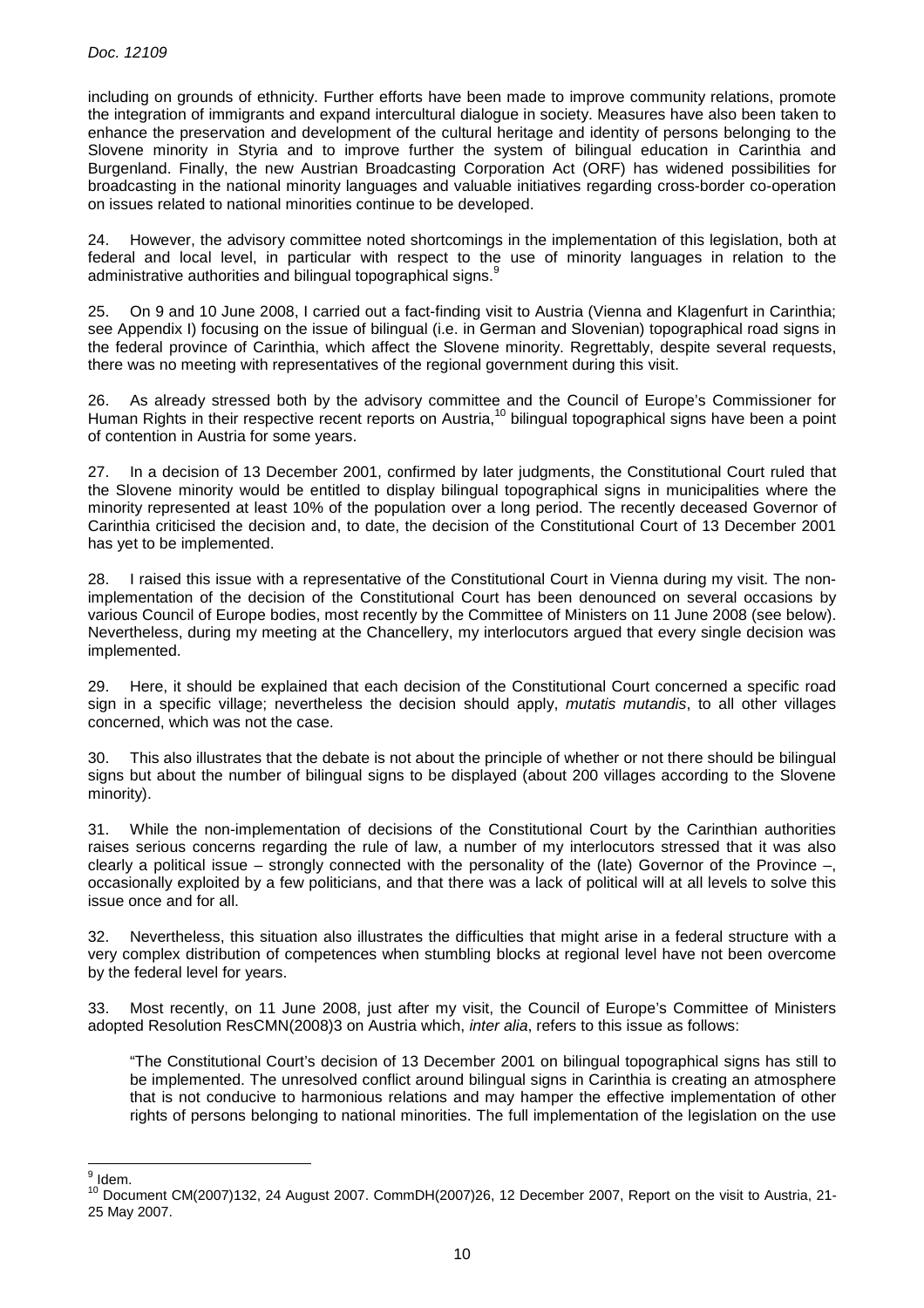including on grounds of ethnicity. Further efforts have been made to improve community relations, promote the integration of immigrants and expand intercultural dialogue in society. Measures have also been taken to enhance the preservation and development of the cultural heritage and identity of persons belonging to the Slovene minority in Styria and to improve further the system of bilingual education in Carinthia and Burgenland. Finally, the new Austrian Broadcasting Corporation Act (ORF) has widened possibilities for broadcasting in the national minority languages and valuable initiatives regarding cross-border co-operation on issues related to national minorities continue to be developed.

24. However, the advisory committee noted shortcomings in the implementation of this legislation, both at federal and local level, in particular with respect to the use of minority languages in relation to the administrative authorities and bilingual topographical signs.[9]

25. On 9 and 10 June 2008, I carried out a fact-finding visit to Austria (Vienna and Klagenfurt in Carinthia; see Appendix I) focusing on the issue of bilingual (i.e. in German and Slovenian) topographical road signs in the federal province of Carinthia, which affect the Slovene minority. Regrettably, despite several requests, there was no meeting with representatives of the regional government during this visit.

26. As already stressed both by the advisory committee and the Council of Europe's Commissioner for Human Rights in their respective recent reports on Austria,[10] bilingual topographical signs have been a point of contention in Austria for some years.

27. In a decision of 13 December 2001, confirmed by later judgments, the Constitutional Court ruled that the Slovene minority would be entitled to display bilingual topographical signs in municipalities where the minority represented at least 10% of the population over a long period. The recently deceased Governor of Carinthia criticised the decision and, to date, the decision of the Constitutional Court of 13 December 2001 has yet to be implemented.

28. I raised this issue with a representative of the Constitutional Court in Vienna during my visit. The non-implementation of the decision of the Constitutional Court has been denounced on several occasions by various Council of Europe bodies, most recently by the Committee of Ministers on 11 June 2008 (see below). Nevertheless, during my meeting at the Chancellery, my interlocutors argued that every single decision was implemented.

29. Here, it should be explained that each decision of the Constitutional Court concerned a specific road sign in a specific village; nevertheless the decision should apply, *mutatis mutandis*, to all other villages concerned, which was not the case.

30. This also illustrates that the debate is not about the principle of whether or not there should be bilingual signs but about the number of bilingual signs to be displayed (about 200 villages according to the Slovene minority).

31. While the non-implementation of decisions of the Constitutional Court by the Carinthian authorities raises serious concerns regarding the rule of law, a number of my interlocutors stressed that it was also clearly a political issue – strongly connected with the personality of the (late) Governor of the Province –, occasionally exploited by a few politicians, and that there was a lack of political will at all levels to solve this issue once and for all.

32. Nevertheless, this situation also illustrates the difficulties that might arise in a federal structure with a very complex distribution of competences when stumbling blocks at regional level have not been overcome by the federal level for years.

33. Most recently, on 11 June 2008, just after my visit, the Council of Europe's Committee of Ministers adopted Resolution ResCMN(2008)3 on Austria which, *inter alia*, refers to this issue as follows:

> "The Constitutional Court's decision of 13 December 2001 on bilingual topographical signs has still to be implemented. The unresolved conflict around bilingual signs in Carinthia is creating an atmosphere that is not conducive to harmonious relations and may hamper the effective implementation of other rights of persons belonging to national minorities. The full implementation of the legislation on the use

---

[9] Idem.

[10] Document CM(2007)132, 24 August 2007. CommDH(2007)26, 12 December 2007, Report on the visit to Austria, 21-25 May 2007.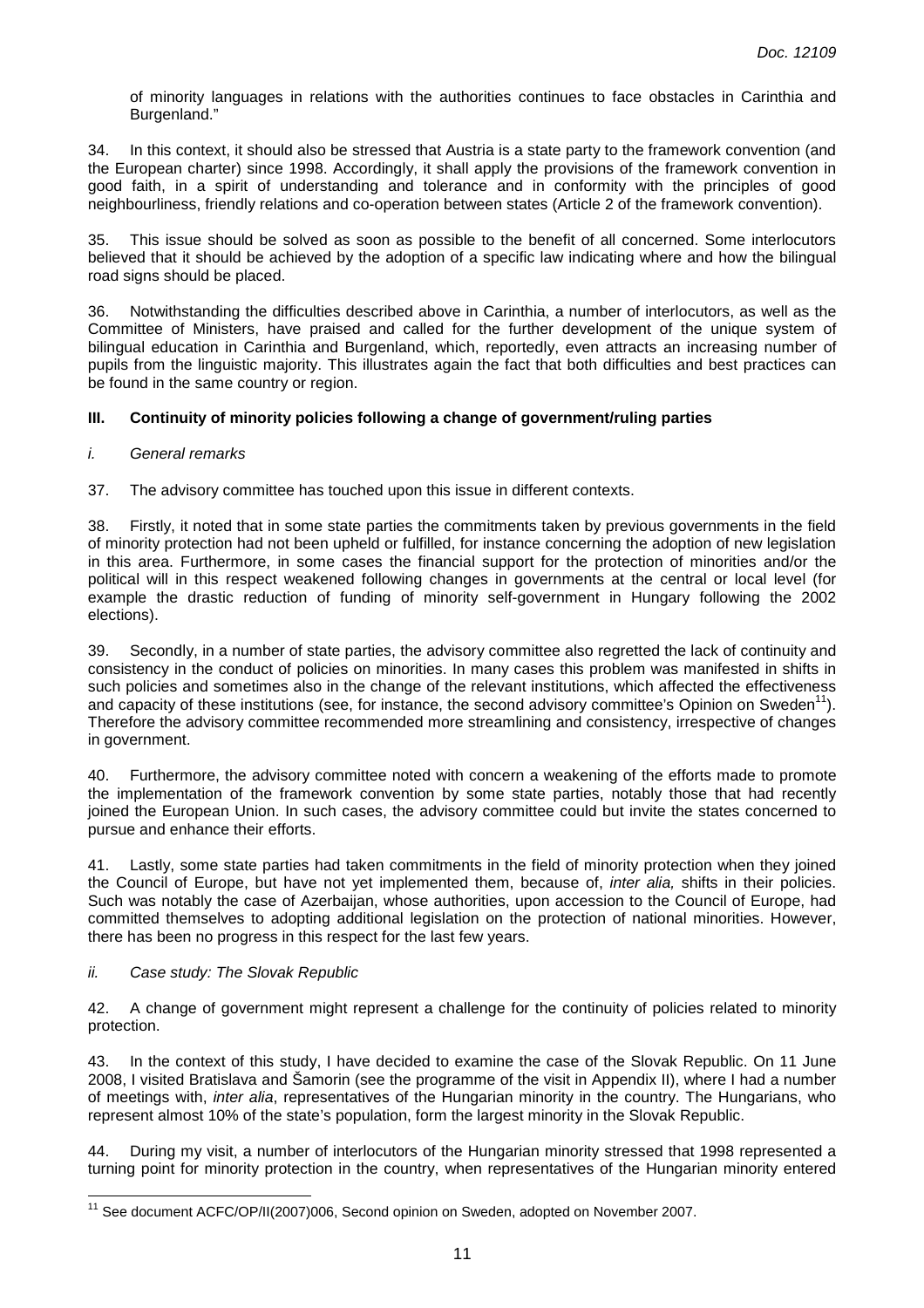of minority languages in relations with the authorities continues to face obstacles in Carinthia and Burgenland."

34. In this context, it should also be stressed that Austria is a state party to the framework convention (and the European charter) since 1998. Accordingly, it shall apply the provisions of the framework convention in good faith, in a spirit of understanding and tolerance and in conformity with the principles of good neighbourliness, friendly relations and co-operation between states (Article 2 of the framework convention).

35. This issue should be solved as soon as possible to the benefit of all concerned. Some interlocutors believed that it should be achieved by the adoption of a specific law indicating where and how the bilingual road signs should be placed.

36. Notwithstanding the difficulties described above in Carinthia, a number of interlocutors, as well as the Committee of Ministers, have praised and called for the further development of the unique system of bilingual education in Carinthia and Burgenland, which, reportedly, even attracts an increasing number of pupils from the linguistic majority. This illustrates again the fact that both difficulties and best practices can be found in the same country or region.

### III. Continuity of minority policies following a change of government/ruling parties

#### *i. General remarks*

37. The advisory committee has touched upon this issue in different contexts.

38. Firstly, it noted that in some state parties the commitments taken by previous governments in the field of minority protection had not been upheld or fulfilled, for instance concerning the adoption of new legislation in this area. Furthermore, in some cases the financial support for the protection of minorities and/or the political will in this respect weakened following changes in governments at the central or local level (for example the drastic reduction of funding of minority self-government in Hungary following the 2002 elections).

39. Secondly, in a number of state parties, the advisory committee also regretted the lack of continuity and consistency in the conduct of policies on minorities. In many cases this problem was manifested in shifts in such policies and sometimes also in the change of the relevant institutions, which affected the effectiveness and capacity of these institutions (see, for instance, the second advisory committee's Opinion on Sweden[11]). Therefore the advisory committee recommended more streamlining and consistency, irrespective of changes in government.

40. Furthermore, the advisory committee noted with concern a weakening of the efforts made to promote the implementation of the framework convention by some state parties, notably those that had recently joined the European Union. In such cases, the advisory committee could but invite the states concerned to pursue and enhance their efforts.

41. Lastly, some state parties had taken commitments in the field of minority protection when they joined the Council of Europe, but have not yet implemented them, because of, *inter alia,* shifts in their policies. Such was notably the case of Azerbaijan, whose authorities, upon accession to the Council of Europe, had committed themselves to adopting additional legislation on the protection of national minorities. However, there has been no progress in this respect for the last few years.

#### *ii. Case study: The Slovak Republic*

42. A change of government might represent a challenge for the continuity of policies related to minority protection.

43. In the context of this study, I have decided to examine the case of the Slovak Republic. On 11 June 2008, I visited Bratislava and Šamorin (see the programme of the visit in Appendix II), where I had a number of meetings with, *inter alia*, representatives of the Hungarian minority in the country. The Hungarians, who represent almost 10% of the state's population, form the largest minority in the Slovak Republic.

44. During my visit, a number of interlocutors of the Hungarian minority stressed that 1998 represented a turning point for minority protection in the country, when representatives of the Hungarian minority entered

---

[11] See document ACFC/OP/II(2007)006, Second opinion on Sweden, adopted on November 2007.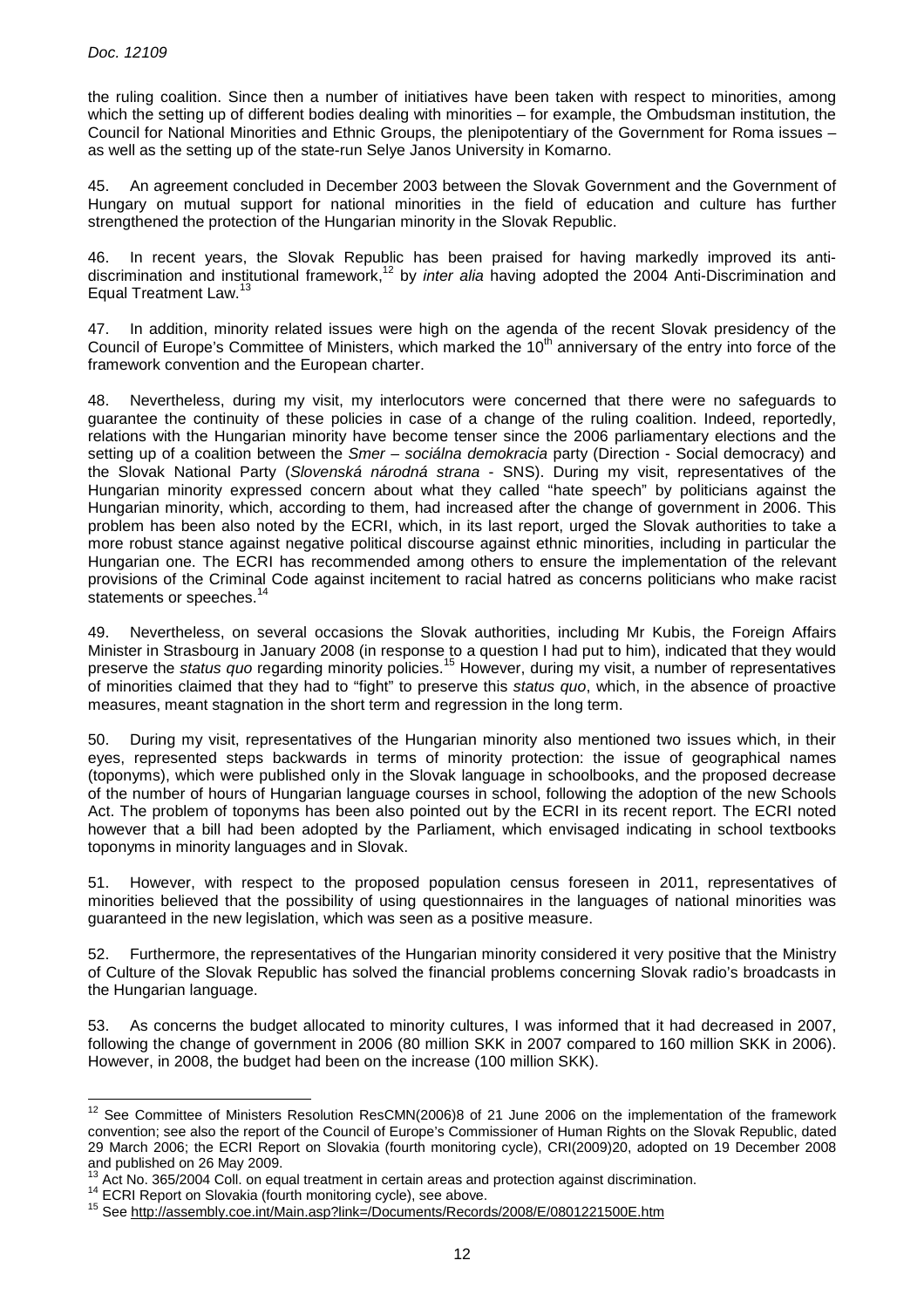the ruling coalition. Since then a number of initiatives have been taken with respect to minorities, among which the setting up of different bodies dealing with minorities – for example, the Ombudsman institution, the Council for National Minorities and Ethnic Groups, the plenipotentiary of the Government for Roma issues – as well as the setting up of the state-run Selye Janos University in Komarno.

45. An agreement concluded in December 2003 between the Slovak Government and the Government of Hungary on mutual support for national minorities in the field of education and culture has further strengthened the protection of the Hungarian minority in the Slovak Republic.

46. In recent years, the Slovak Republic has been praised for having markedly improved its anti-discrimination and institutional framework,[12] by *inter alia* having adopted the 2004 Anti-Discrimination and Equal Treatment Law.[13]

47. In addition, minority related issues were high on the agenda of the recent Slovak presidency of the Council of Europe's Committee of Ministers, which marked the 10th anniversary of the entry into force of the framework convention and the European charter.

48. Nevertheless, during my visit, my interlocutors were concerned that there were no safeguards to guarantee the continuity of these policies in case of a change of the ruling coalition. Indeed, reportedly, relations with the Hungarian minority have become tenser since the 2006 parliamentary elections and the setting up of a coalition between the *Smer – sociálna demokracia* party (Direction - Social democracy) and the Slovak National Party (*Slovenská národná strana* - SNS). During my visit, representatives of the Hungarian minority expressed concern about what they called "hate speech" by politicians against the Hungarian minority, which, according to them, had increased after the change of government in 2006. This problem has been also noted by the ECRI, which, in its last report, urged the Slovak authorities to take a more robust stance against negative political discourse against ethnic minorities, including in particular the Hungarian one. The ECRI has recommended among others to ensure the implementation of the relevant provisions of the Criminal Code against incitement to racial hatred as concerns politicians who make racist statements or speeches.[14]

49. Nevertheless, on several occasions the Slovak authorities, including Mr Kubis, the Foreign Affairs Minister in Strasbourg in January 2008 (in response to a question I had put to him), indicated that they would preserve the *status quo* regarding minority policies.[15] However, during my visit, a number of representatives of minorities claimed that they had to "fight" to preserve this *status quo*, which, in the absence of proactive measures, meant stagnation in the short term and regression in the long term.

50. During my visit, representatives of the Hungarian minority also mentioned two issues which, in their eyes, represented steps backwards in terms of minority protection: the issue of geographical names (toponyms), which were published only in the Slovak language in schoolbooks, and the proposed decrease of the number of hours of Hungarian language courses in school, following the adoption of the new Schools Act. The problem of toponyms has been also pointed out by the ECRI in its recent report. The ECRI noted however that a bill had been adopted by the Parliament, which envisaged indicating in school textbooks toponyms in minority languages and in Slovak.

51. However, with respect to the proposed population census foreseen in 2011, representatives of minorities believed that the possibility of using questionnaires in the languages of national minorities was guaranteed in the new legislation, which was seen as a positive measure.

52. Furthermore, the representatives of the Hungarian minority considered it very positive that the Ministry of Culture of the Slovak Republic has solved the financial problems concerning Slovak radio's broadcasts in the Hungarian language.

53. As concerns the budget allocated to minority cultures, I was informed that it had decreased in 2007, following the change of government in 2006 (80 million SKK in 2007 compared to 160 million SKK in 2006). However, in 2008, the budget had been on the increase (100 million SKK).

---

[12] See Committee of Ministers Resolution ResCMN(2006)8 of 21 June 2006 on the implementation of the framework convention; see also the report of the Council of Europe's Commissioner of Human Rights on the Slovak Republic, dated 29 March 2006; the ECRI Report on Slovakia (fourth monitoring cycle), CRI(2009)20, adopted on 19 December 2008 and published on 26 May 2009.

[13] Act No. 365/2004 Coll. on equal treatment in certain areas and protection against discrimination.

[14] ECRI Report on Slovakia (fourth monitoring cycle), see above.

[15] See http://assembly.coe.int/Main.asp?link=/Documents/Records/2008/E/0801221500E.htm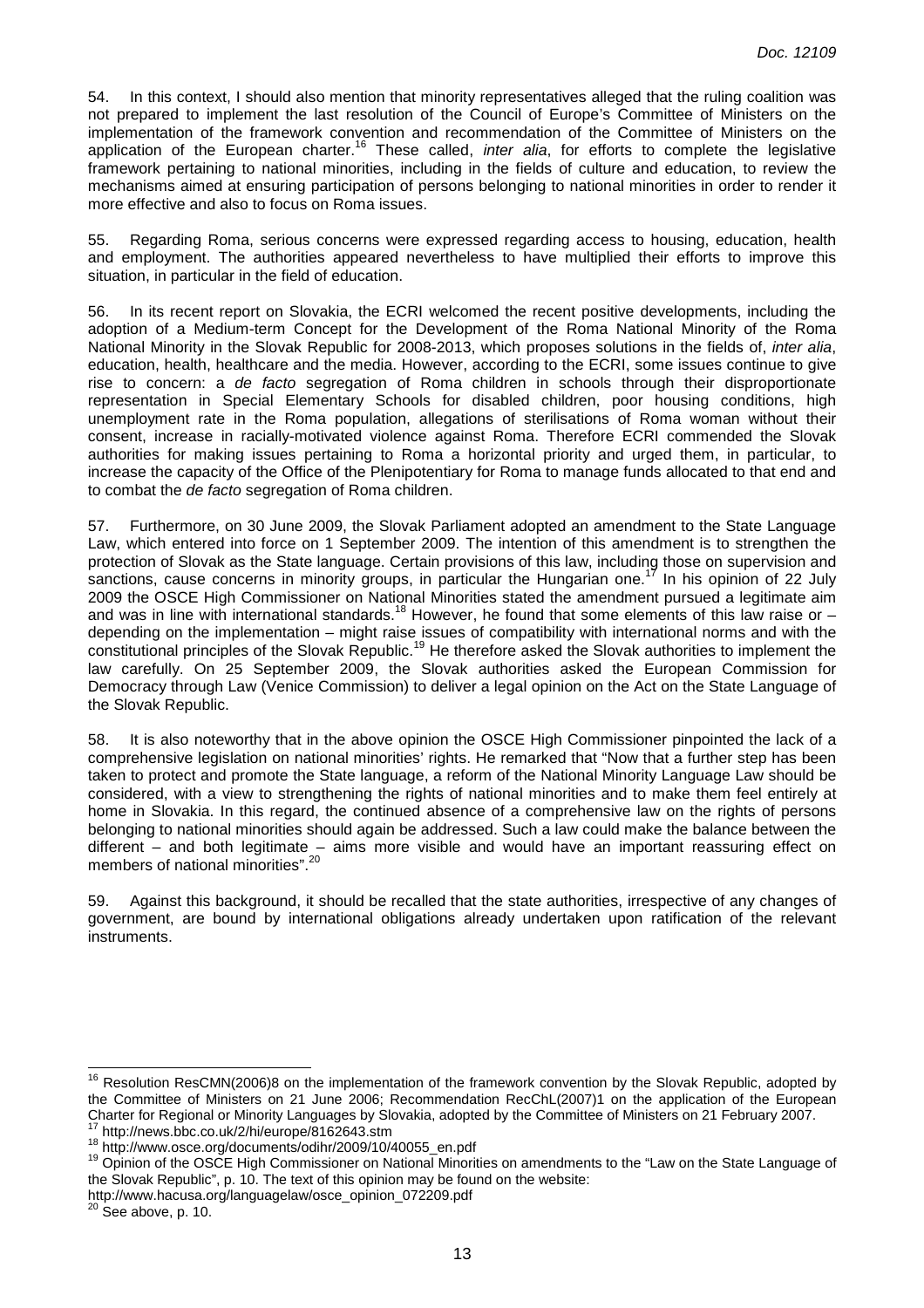54. In this context, I should also mention that minority representatives alleged that the ruling coalition was not prepared to implement the last resolution of the Council of Europe's Committee of Ministers on the implementation of the framework convention and recommendation of the Committee of Ministers on the application of the European charter.[16] These called, *inter alia*, for efforts to complete the legislative framework pertaining to national minorities, including in the fields of culture and education, to review the mechanisms aimed at ensuring participation of persons belonging to national minorities in order to render it more effective and also to focus on Roma issues.

55. Regarding Roma, serious concerns were expressed regarding access to housing, education, health and employment. The authorities appeared nevertheless to have multiplied their efforts to improve this situation, in particular in the field of education.

56. In its recent report on Slovakia, the ECRI welcomed the recent positive developments, including the adoption of a Medium-term Concept for the Development of the Roma National Minority of the Roma National Minority in the Slovak Republic for 2008-2013, which proposes solutions in the fields of, *inter alia*, education, health, healthcare and the media. However, according to the ECRI, some issues continue to give rise to concern: a *de facto* segregation of Roma children in schools through their disproportionate representation in Special Elementary Schools for disabled children, poor housing conditions, high unemployment rate in the Roma population, allegations of sterilisations of Roma woman without their consent, increase in racially-motivated violence against Roma. Therefore ECRI commended the Slovak authorities for making issues pertaining to Roma a horizontal priority and urged them, in particular, to increase the capacity of the Office of the Plenipotentiary for Roma to manage funds allocated to that end and to combat the *de facto* segregation of Roma children.

57. Furthermore, on 30 June 2009, the Slovak Parliament adopted an amendment to the State Language Law, which entered into force on 1 September 2009. The intention of this amendment is to strengthen the protection of Slovak as the State language. Certain provisions of this law, including those on supervision and sanctions, cause concerns in minority groups, in particular the Hungarian one.[17] In his opinion of 22 July 2009 the OSCE High Commissioner on National Minorities stated the amendment pursued a legitimate aim and was in line with international standards.[18] However, he found that some elements of this law raise or – depending on the implementation – might raise issues of compatibility with international norms and with the constitutional principles of the Slovak Republic.[19] He therefore asked the Slovak authorities to implement the law carefully. On 25 September 2009, the Slovak authorities asked the European Commission for Democracy through Law (Venice Commission) to deliver a legal opinion on the Act on the State Language of the Slovak Republic.

58. It is also noteworthy that in the above opinion the OSCE High Commissioner pinpointed the lack of a comprehensive legislation on national minorities' rights. He remarked that "Now that a further step has been taken to protect and promote the State language, a reform of the National Minority Language Law should be considered, with a view to strengthening the rights of national minorities and to make them feel entirely at home in Slovakia. In this regard, the continued absence of a comprehensive law on the rights of persons belonging to national minorities should again be addressed. Such a law could make the balance between the different – and both legitimate – aims more visible and would have an important reassuring effect on members of national minorities".[20]

59. Against this background, it should be recalled that the state authorities, irrespective of any changes of government, are bound by international obligations already undertaken upon ratification of the relevant instruments.

---

[16] Resolution ResCMN(2006)8 on the implementation of the framework convention by the Slovak Republic, adopted by the Committee of Ministers on 21 June 2006; Recommendation RecChL(2007)1 on the application of the European Charter for Regional or Minority Languages by Slovakia, adopted by the Committee of Ministers on 21 February 2007.

[17] http://news.bbc.co.uk/2/hi/europe/8162643.stm

[18] http://www.osce.org/documents/odihr/2009/10/40055_en.pdf

[19] Opinion of the OSCE High Commissioner on National Minorities on amendments to the "Law on the State Language of the Slovak Republic", p. 10. The text of this opinion may be found on the website: http://www.hacusa.org/languagelaw/osce_opinion_072209.pdf

[20] See above, p. 10.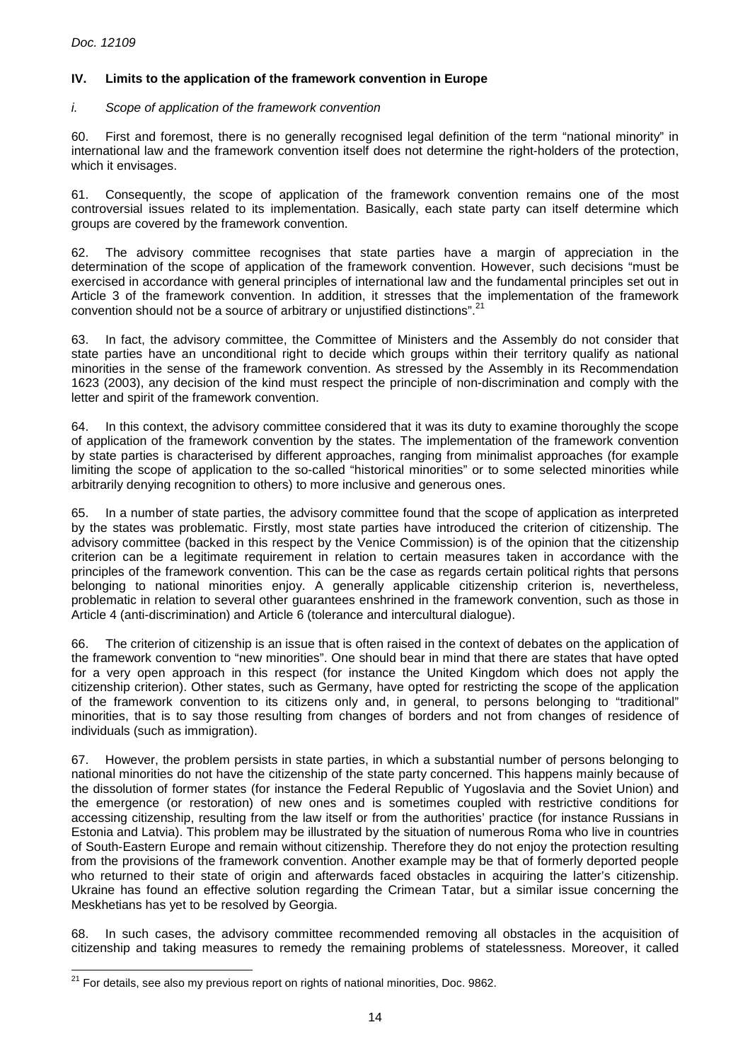## IV. Limits to the application of the framework convention in Europe

### *i. Scope of application of the framework convention*

60. First and foremost, there is no generally recognised legal definition of the term "national minority" in international law and the framework convention itself does not determine the right-holders of the protection, which it envisages.

61. Consequently, the scope of application of the framework convention remains one of the most controversial issues related to its implementation. Basically, each state party can itself determine which groups are covered by the framework convention.

62. The advisory committee recognises that state parties have a margin of appreciation in the determination of the scope of application of the framework convention. However, such decisions "must be exercised in accordance with general principles of international law and the fundamental principles set out in Article 3 of the framework convention. In addition, it stresses that the implementation of the framework convention should not be a source of arbitrary or unjustified distinctions".[21]

63. In fact, the advisory committee, the Committee of Ministers and the Assembly do not consider that state parties have an unconditional right to decide which groups within their territory qualify as national minorities in the sense of the framework convention. As stressed by the Assembly in its Recommendation 1623 (2003), any decision of the kind must respect the principle of non-discrimination and comply with the letter and spirit of the framework convention.

64. In this context, the advisory committee considered that it was its duty to examine thoroughly the scope of application of the framework convention by the states. The implementation of the framework convention by state parties is characterised by different approaches, ranging from minimalist approaches (for example limiting the scope of application to the so-called "historical minorities" or to some selected minorities while arbitrarily denying recognition to others) to more inclusive and generous ones.

65. In a number of state parties, the advisory committee found that the scope of application as interpreted by the states was problematic. Firstly, most state parties have introduced the criterion of citizenship. The advisory committee (backed in this respect by the Venice Commission) is of the opinion that the citizenship criterion can be a legitimate requirement in relation to certain measures taken in accordance with the principles of the framework convention. This can be the case as regards certain political rights that persons belonging to national minorities enjoy. A generally applicable citizenship criterion is, nevertheless, problematic in relation to several other guarantees enshrined in the framework convention, such as those in Article 4 (anti-discrimination) and Article 6 (tolerance and intercultural dialogue).

66. The criterion of citizenship is an issue that is often raised in the context of debates on the application of the framework convention to "new minorities". One should bear in mind that there are states that have opted for a very open approach in this respect (for instance the United Kingdom which does not apply the citizenship criterion). Other states, such as Germany, have opted for restricting the scope of the application of the framework convention to its citizens only and, in general, to persons belonging to "traditional" minorities, that is to say those resulting from changes of borders and not from changes of residence of individuals (such as immigration).

67. However, the problem persists in state parties, in which a substantial number of persons belonging to national minorities do not have the citizenship of the state party concerned. This happens mainly because of the dissolution of former states (for instance the Federal Republic of Yugoslavia and the Soviet Union) and the emergence (or restoration) of new ones and is sometimes coupled with restrictive conditions for accessing citizenship, resulting from the law itself or from the authorities' practice (for instance Russians in Estonia and Latvia). This problem may be illustrated by the situation of numerous Roma who live in countries of South-Eastern Europe and remain without citizenship. Therefore they do not enjoy the protection resulting from the provisions of the framework convention. Another example may be that of formerly deported people who returned to their state of origin and afterwards faced obstacles in acquiring the latter's citizenship. Ukraine has found an effective solution regarding the Crimean Tatar, but a similar issue concerning the Meskhetians has yet to be resolved by Georgia.

68. In such cases, the advisory committee recommended removing all obstacles in the acquisition of citizenship and taking measures to remedy the remaining problems of statelessness. Moreover, it called

[21] For details, see also my previous report on rights of national minorities, Doc. 9862.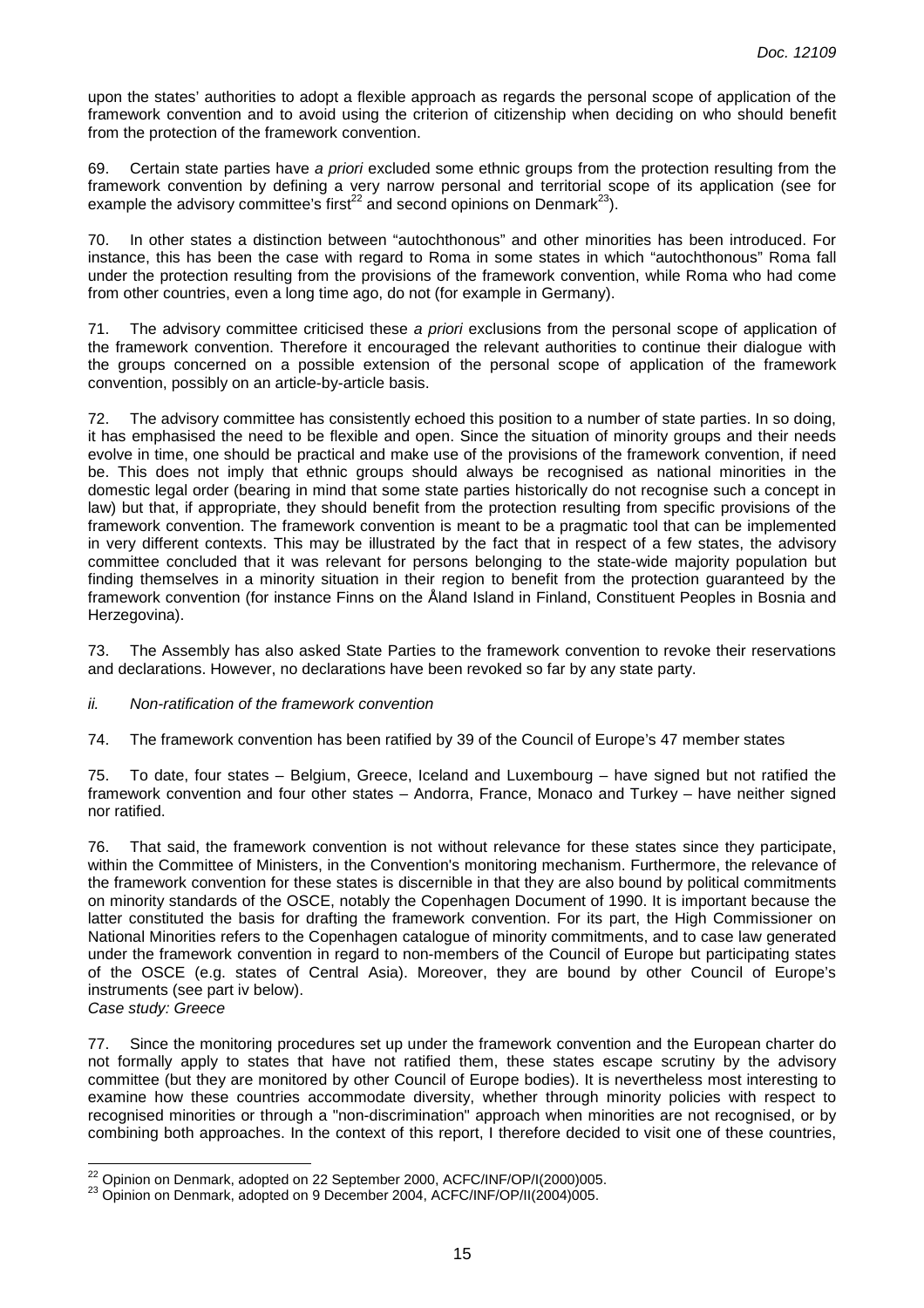upon the states' authorities to adopt a flexible approach as regards the personal scope of application of the framework convention and to avoid using the criterion of citizenship when deciding on who should benefit from the protection of the framework convention.

69. Certain state parties have *a priori* excluded some ethnic groups from the protection resulting from the framework convention by defining a very narrow personal and territorial scope of its application (see for example the advisory committee's first[22] and second opinions on Denmark[23]).

70. In other states a distinction between "autochthonous" and other minorities has been introduced. For instance, this has been the case with regard to Roma in some states in which "autochthonous" Roma fall under the protection resulting from the provisions of the framework convention, while Roma who had come from other countries, even a long time ago, do not (for example in Germany).

71. The advisory committee criticised these *a priori* exclusions from the personal scope of application of the framework convention. Therefore it encouraged the relevant authorities to continue their dialogue with the groups concerned on a possible extension of the personal scope of application of the framework convention, possibly on an article-by-article basis.

72. The advisory committee has consistently echoed this position to a number of state parties. In so doing, it has emphasised the need to be flexible and open. Since the situation of minority groups and their needs evolve in time, one should be practical and make use of the provisions of the framework convention, if need be. This does not imply that ethnic groups should always be recognised as national minorities in the domestic legal order (bearing in mind that some state parties historically do not recognise such a concept in law) but that, if appropriate, they should benefit from the protection resulting from specific provisions of the framework convention. The framework convention is meant to be a pragmatic tool that can be implemented in very different contexts. This may be illustrated by the fact that in respect of a few states, the advisory committee concluded that it was relevant for persons belonging to the state-wide majority population but finding themselves in a minority situation in their region to benefit from the protection guaranteed by the framework convention (for instance Finns on the Åland Island in Finland, Constituent Peoples in Bosnia and Herzegovina).

73. The Assembly has also asked State Parties to the framework convention to revoke their reservations and declarations. However, no declarations have been revoked so far by any state party.

*ii. Non-ratification of the framework convention*

74. The framework convention has been ratified by 39 of the Council of Europe's 47 member states

75. To date, four states – Belgium, Greece, Iceland and Luxembourg – have signed but not ratified the framework convention and four other states – Andorra, France, Monaco and Turkey – have neither signed nor ratified.

76. That said, the framework convention is not without relevance for these states since they participate, within the Committee of Ministers, in the Convention's monitoring mechanism. Furthermore, the relevance of the framework convention for these states is discernible in that they are also bound by political commitments on minority standards of the OSCE, notably the Copenhagen Document of 1990. It is important because the latter constituted the basis for drafting the framework convention. For its part, the High Commissioner on National Minorities refers to the Copenhagen catalogue of minority commitments, and to case law generated under the framework convention in regard to non-members of the Council of Europe but participating states of the OSCE (e.g. states of Central Asia). Moreover, they are bound by other Council of Europe's instruments (see part iv below).

*Case study: Greece*

77. Since the monitoring procedures set up under the framework convention and the European charter do not formally apply to states that have not ratified them, these states escape scrutiny by the advisory committee (but they are monitored by other Council of Europe bodies). It is nevertheless most interesting to examine how these countries accommodate diversity, whether through minority policies with respect to recognised minorities or through a "non-discrimination" approach when minorities are not recognised, or by combining both approaches. In the context of this report, I therefore decided to visit one of these countries,

---

[22] Opinion on Denmark, adopted on 22 September 2000, ACFC/INF/OP/I(2000)005.

[23] Opinion on Denmark, adopted on 9 December 2004, ACFC/INF/OP/II(2004)005.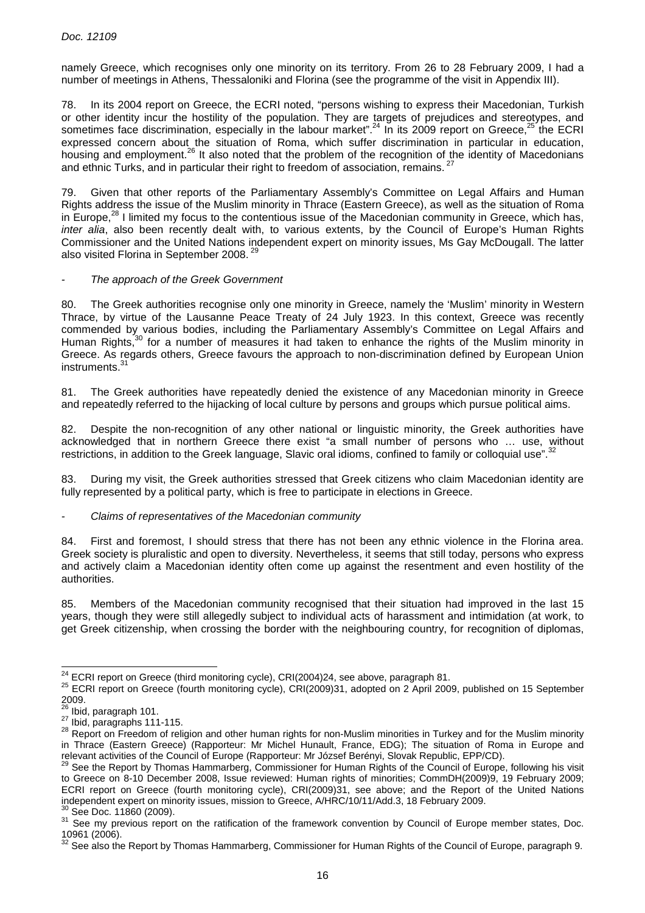namely Greece, which recognises only one minority on its territory. From 26 to 28 February 2009, I had a number of meetings in Athens, Thessaloniki and Florina (see the programme of the visit in Appendix III).

78. In its 2004 report on Greece, the ECRI noted, "persons wishing to express their Macedonian, Turkish or other identity incur the hostility of the population. They are targets of prejudices and stereotypes, and sometimes face discrimination, especially in the labour market".[24] In its 2009 report on Greece,[25] the ECRI expressed concern about the situation of Roma, which suffer discrimination in particular in education, housing and employment.[26] It also noted that the problem of the recognition of the identity of Macedonians and ethnic Turks, and in particular their right to freedom of association, remains.[27]

79. Given that other reports of the Parliamentary Assembly's Committee on Legal Affairs and Human Rights address the issue of the Muslim minority in Thrace (Eastern Greece), as well as the situation of Roma in Europe,[28] I limited my focus to the contentious issue of the Macedonian community in Greece, which has, *inter alia*, also been recently dealt with, to various extents, by the Council of Europe's Human Rights Commissioner and the United Nations independent expert on minority issues, Ms Gay McDougall. The latter also visited Florina in September 2008.[29]

- *The approach of the Greek Government*

80. The Greek authorities recognise only one minority in Greece, namely the 'Muslim' minority in Western Thrace, by virtue of the Lausanne Peace Treaty of 24 July 1923. In this context, Greece was recently commended by various bodies, including the Parliamentary Assembly's Committee on Legal Affairs and Human Rights,[30] for a number of measures it had taken to enhance the rights of the Muslim minority in Greece. As regards others, Greece favours the approach to non-discrimination defined by European Union instruments.[31]

81. The Greek authorities have repeatedly denied the existence of any Macedonian minority in Greece and repeatedly referred to the hijacking of local culture by persons and groups which pursue political aims.

82. Despite the non-recognition of any other national or linguistic minority, the Greek authorities have acknowledged that in northern Greece there exist "a small number of persons who … use, without restrictions, in addition to the Greek language, Slavic oral idioms, confined to family or colloquial use".[32]

83. During my visit, the Greek authorities stressed that Greek citizens who claim Macedonian identity are fully represented by a political party, which is free to participate in elections in Greece.

- *Claims of representatives of the Macedonian community*

84. First and foremost, I should stress that there has not been any ethnic violence in the Florina area. Greek society is pluralistic and open to diversity. Nevertheless, it seems that still today, persons who express and actively claim a Macedonian identity often come up against the resentment and even hostility of the authorities.

85. Members of the Macedonian community recognised that their situation had improved in the last 15 years, though they were still allegedly subject to individual acts of harassment and intimidation (at work, to get Greek citizenship, when crossing the border with the neighbouring country, for recognition of diplomas,

---

[24] ECRI report on Greece (third monitoring cycle), CRI(2004)24, see above, paragraph 81.

[25] ECRI report on Greece (fourth monitoring cycle), CRI(2009)31, adopted on 2 April 2009, published on 15 September 2009.

[26] Ibid, paragraph 101.

[27] Ibid, paragraphs 111-115.

[28] Report on Freedom of religion and other human rights for non-Muslim minorities in Turkey and for the Muslim minority in Thrace (Eastern Greece) (Rapporteur: Mr Michel Hunault, France, EDG); The situation of Roma in Europe and relevant activities of the Council of Europe (Rapporteur: Mr József Berényi, Slovak Republic, EPP/CD).

[29] See the Report by Thomas Hammarberg, Commissioner for Human Rights of the Council of Europe, following his visit to Greece on 8-10 December 2008, Issue reviewed: Human rights of minorities; CommDH(2009)9, 19 February 2009; ECRI report on Greece (fourth monitoring cycle), CRI(2009)31, see above; and the Report of the United Nations independent expert on minority issues, mission to Greece, A/HRC/10/11/Add.3, 18 February 2009.

[30] See Doc. 11860 (2009).

[31] See my previous report on the ratification of the framework convention by Council of Europe member states, Doc. 10961 (2006).

[32] See also the Report by Thomas Hammarberg, Commissioner for Human Rights of the Council of Europe, paragraph 9.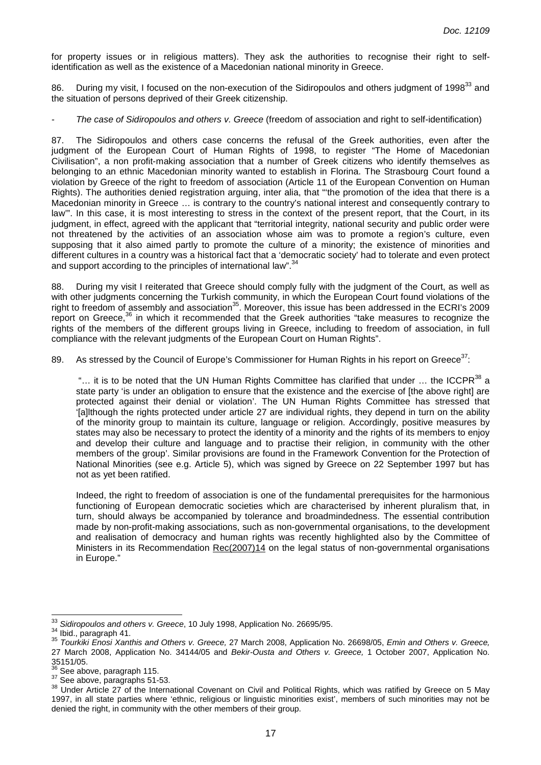for property issues or in religious matters). They ask the authorities to recognise their right to self-identification as well as the existence of a Macedonian national minority in Greece.

86. During my visit, I focused on the non-execution of the Sidiropoulos and others judgment of 1998[33] and the situation of persons deprived of their Greek citizenship.

- *The case of Sidiropoulos and others v. Greece* (freedom of association and right to self-identification)

87. The Sidiropoulos and others case concerns the refusal of the Greek authorities, even after the judgment of the European Court of Human Rights of 1998, to register "The Home of Macedonian Civilisation", a non profit-making association that a number of Greek citizens who identify themselves as belonging to an ethnic Macedonian minority wanted to establish in Florina. The Strasbourg Court found a violation by Greece of the right to freedom of association (Article 11 of the European Convention on Human Rights). The authorities denied registration arguing, inter alia, that "'the promotion of the idea that there is a Macedonian minority in Greece … is contrary to the country's national interest and consequently contrary to law'". In this case, it is most interesting to stress in the context of the present report, that the Court, in its judgment, in effect, agreed with the applicant that "territorial integrity, national security and public order were not threatened by the activities of an association whose aim was to promote a region's culture, even supposing that it also aimed partly to promote the culture of a minority; the existence of minorities and different cultures in a country was a historical fact that a 'democratic society' had to tolerate and even protect and support according to the principles of international law".[34]

88. During my visit I reiterated that Greece should comply fully with the judgment of the Court, as well as with other judgments concerning the Turkish community, in which the European Court found violations of the right to freedom of assembly and association[35]. Moreover, this issue has been addressed in the ECRI's 2009 report on Greece,[36] in which it recommended that the Greek authorities "take measures to recognize the rights of the members of the different groups living in Greece, including to freedom of association, in full compliance with the relevant judgments of the European Court on Human Rights".

89. As stressed by the Council of Europe's Commissioner for Human Rights in his report on Greece[37]:

> "… it is to be noted that the UN Human Rights Committee has clarified that under … the ICCPR[38] a state party 'is under an obligation to ensure that the existence and the exercise of [the above right] are protected against their denial or violation'. The UN Human Rights Committee has stressed that '[a]lthough the rights protected under article 27 are individual rights, they depend in turn on the ability of the minority group to maintain its culture, language or religion. Accordingly, positive measures by states may also be necessary to protect the identity of a minority and the rights of its members to enjoy and develop their culture and language and to practise their religion, in community with the other members of the group'. Similar provisions are found in the Framework Convention for the Protection of National Minorities (see e.g. Article 5), which was signed by Greece on 22 September 1997 but has not as yet been ratified.
>
> Indeed, the right to freedom of association is one of the fundamental prerequisites for the harmonious functioning of European democratic societies which are characterised by inherent pluralism that, in turn, should always be accompanied by tolerance and broadmindedness. The essential contribution made by non-profit-making associations, such as non-governmental organisations, to the development and realisation of democracy and human rights was recently highlighted also by the Committee of Ministers in its Recommendation Rec(2007)14 on the legal status of non-governmental organisations in Europe."

---

[33] *Sidiropoulos and others v. Greece*, 10 July 1998, Application No. 26695/95.

[34] Ibid., paragraph 41.

[35] *Tourkiki Enosi Xanthis and Others v. Greece,* 27 March 2008, Application No. 26698/05, *Emin and Others v. Greece,* 27 March 2008, Application No. 34144/05 and *Bekir-Ousta and Others v. Greece,* 1 October 2007, Application No. 35151/05.

[36] See above, paragraph 115.

[37] See above, paragraphs 51-53.

[38] Under Article 27 of the International Covenant on Civil and Political Rights, which was ratified by Greece on 5 May 1997, in all state parties where 'ethnic, religious or linguistic minorities exist', members of such minorities may not be denied the right, in community with the other members of their group.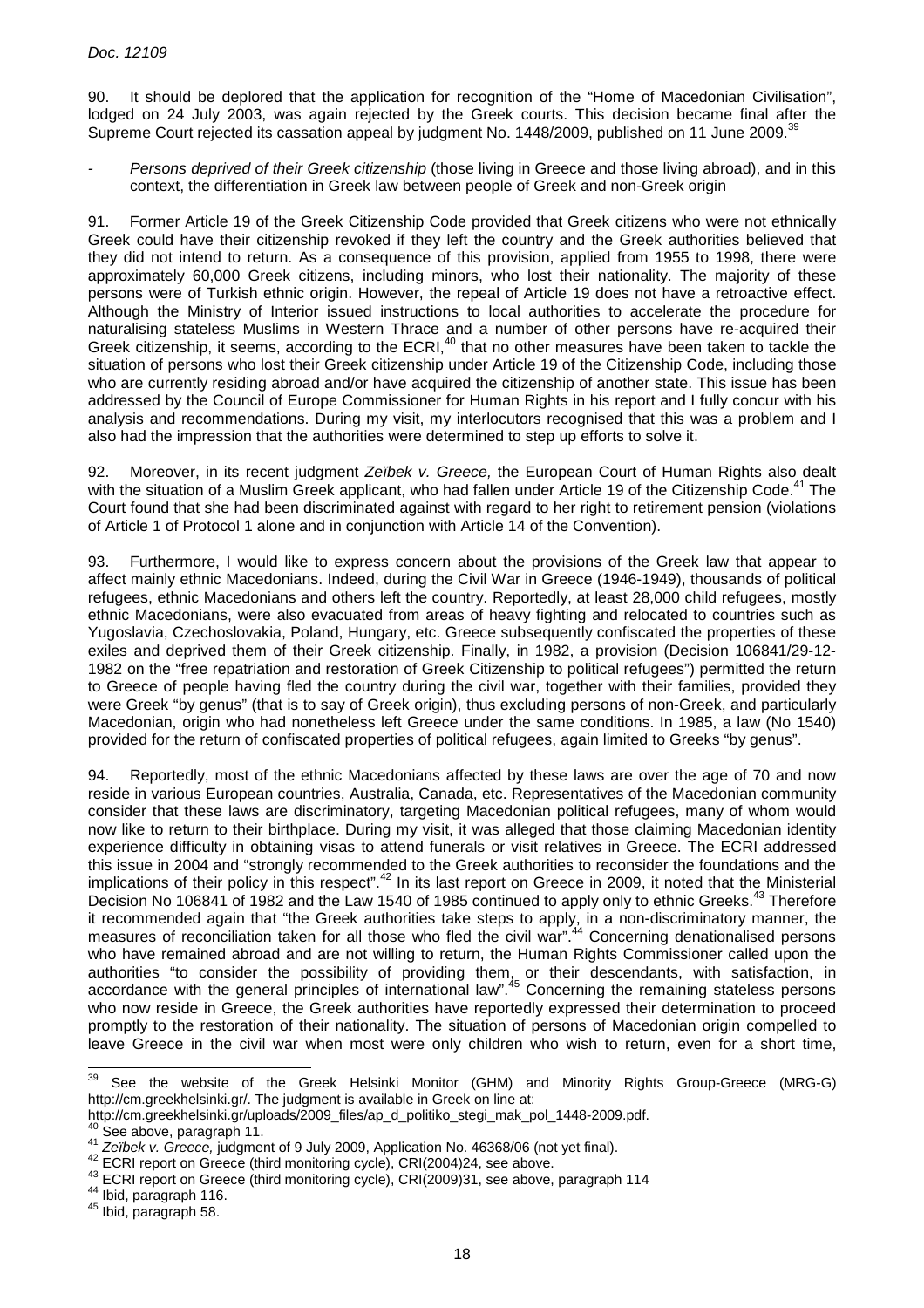90. It should be deplored that the application for recognition of the "Home of Macedonian Civilisation", lodged on 24 July 2003, was again rejected by the Greek courts. This decision became final after the Supreme Court rejected its cassation appeal by judgment No. 1448/2009, published on 11 June 2009.[39]

- *Persons deprived of their Greek citizenship* (those living in Greece and those living abroad), and in this context, the differentiation in Greek law between people of Greek and non-Greek origin

91. Former Article 19 of the Greek Citizenship Code provided that Greek citizens who were not ethnically Greek could have their citizenship revoked if they left the country and the Greek authorities believed that they did not intend to return. As a consequence of this provision, applied from 1955 to 1998, there were approximately 60,000 Greek citizens, including minors, who lost their nationality. The majority of these persons were of Turkish ethnic origin. However, the repeal of Article 19 does not have a retroactive effect. Although the Ministry of Interior issued instructions to local authorities to accelerate the procedure for naturalising stateless Muslims in Western Thrace and a number of other persons have re-acquired their Greek citizenship, it seems, according to the ECRI,[40] that no other measures have been taken to tackle the situation of persons who lost their Greek citizenship under Article 19 of the Citizenship Code, including those who are currently residing abroad and/or have acquired the citizenship of another state. This issue has been addressed by the Council of Europe Commissioner for Human Rights in his report and I fully concur with his analysis and recommendations. During my visit, my interlocutors recognised that this was a problem and I also had the impression that the authorities were determined to step up efforts to solve it.

92. Moreover, in its recent judgment *Zeïbek v. Greece,* the European Court of Human Rights also dealt with the situation of a Muslim Greek applicant, who had fallen under Article 19 of the Citizenship Code.[41] The Court found that she had been discriminated against with regard to her right to retirement pension (violations of Article 1 of Protocol 1 alone and in conjunction with Article 14 of the Convention).

93. Furthermore, I would like to express concern about the provisions of the Greek law that appear to affect mainly ethnic Macedonians. Indeed, during the Civil War in Greece (1946-1949), thousands of political refugees, ethnic Macedonians and others left the country. Reportedly, at least 28,000 child refugees, mostly ethnic Macedonians, were also evacuated from areas of heavy fighting and relocated to countries such as Yugoslavia, Czechoslovakia, Poland, Hungary, etc. Greece subsequently confiscated the properties of these exiles and deprived them of their Greek citizenship. Finally, in 1982, a provision (Decision 106841/29-12-1982 on the "free repatriation and restoration of Greek Citizenship to political refugees") permitted the return to Greece of people having fled the country during the civil war, together with their families, provided they were Greek "by genus" (that is to say of Greek origin), thus excluding persons of non-Greek, and particularly Macedonian, origin who had nonetheless left Greece under the same conditions. In 1985, a law (No 1540) provided for the return of confiscated properties of political refugees, again limited to Greeks "by genus".

94. Reportedly, most of the ethnic Macedonians affected by these laws are over the age of 70 and now reside in various European countries, Australia, Canada, etc. Representatives of the Macedonian community consider that these laws are discriminatory, targeting Macedonian political refugees, many of whom would now like to return to their birthplace. During my visit, it was alleged that those claiming Macedonian identity experience difficulty in obtaining visas to attend funerals or visit relatives in Greece. The ECRI addressed this issue in 2004 and "strongly recommended to the Greek authorities to reconsider the foundations and the implications of their policy in this respect".[42] In its last report on Greece in 2009, it noted that the Ministerial Decision No 106841 of 1982 and the Law 1540 of 1985 continued to apply only to ethnic Greeks.[43] Therefore it recommended again that "the Greek authorities take steps to apply, in a non-discriminatory manner, the measures of reconciliation taken for all those who fled the civil war".[44] Concerning denationalised persons who have remained abroad and are not willing to return, the Human Rights Commissioner called upon the authorities "to consider the possibility of providing them, or their descendants, with satisfaction, in accordance with the general principles of international law".[45] Concerning the remaining stateless persons who now reside in Greece, the Greek authorities have reportedly expressed their determination to proceed promptly to the restoration of their nationality. The situation of persons of Macedonian origin compelled to leave Greece in the civil war when most were only children who wish to return, even for a short time,

---

[39] See the website of the Greek Helsinki Monitor (GHM) and Minority Rights Group-Greece (MRG-G) http://cm.greekhelsinki.gr/. The judgment is available in Greek on line at: http://cm.greekhelsinki.gr/uploads/2009_files/ap_d_politiko_stegi_mak_pol_1448-2009.pdf.

[40] See above, paragraph 11.

[41] *Zeïbek v. Greece,* judgment of 9 July 2009, Application No. 46368/06 (not yet final).

[42] ECRI report on Greece (third monitoring cycle), CRI(2004)24, see above.

[43] ECRI report on Greece (third monitoring cycle), CRI(2009)31, see above, paragraph 114

[44] Ibid, paragraph 116.

[45] Ibid, paragraph 58.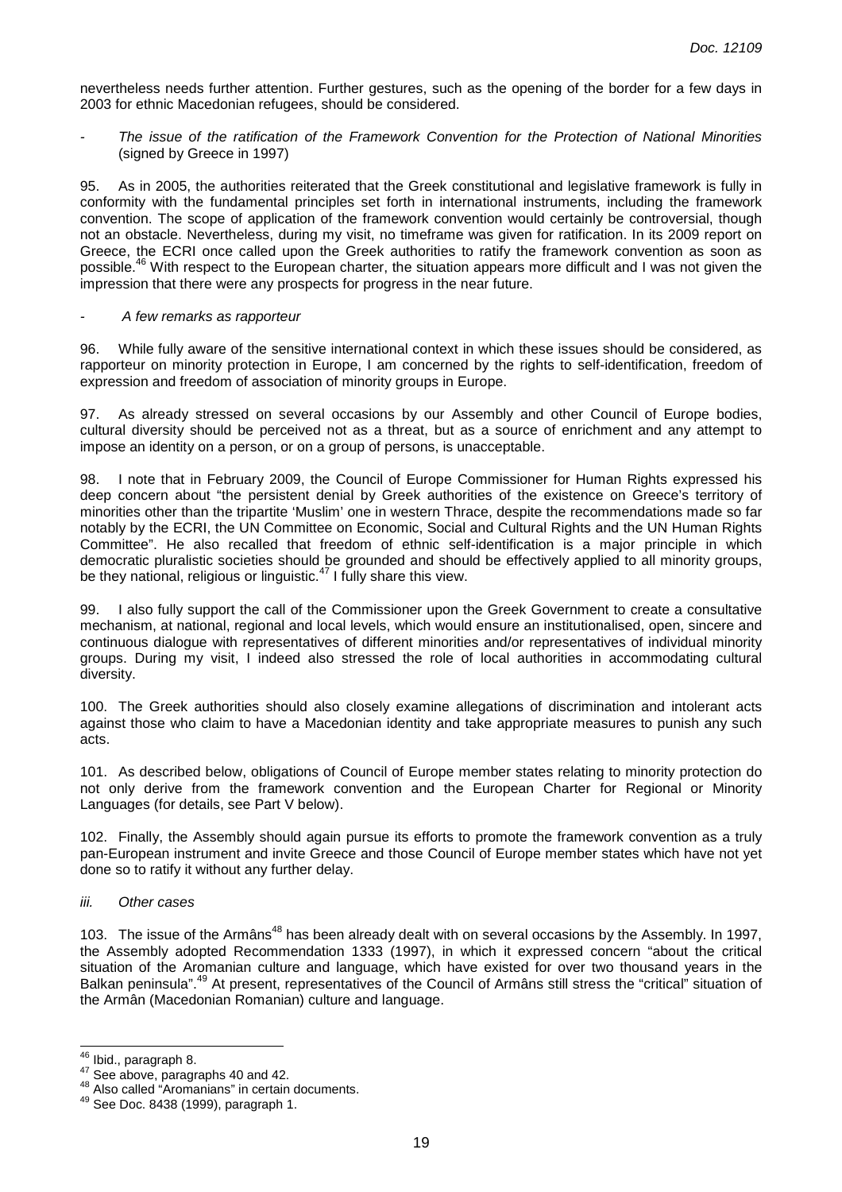nevertheless needs further attention. Further gestures, such as the opening of the border for a few days in 2003 for ethnic Macedonian refugees, should be considered.

- *The issue of the ratification of the Framework Convention for the Protection of National Minorities* (signed by Greece in 1997)

95. As in 2005, the authorities reiterated that the Greek constitutional and legislative framework is fully in conformity with the fundamental principles set forth in international instruments, including the framework convention. The scope of application of the framework convention would certainly be controversial, though not an obstacle. Nevertheless, during my visit, no timeframe was given for ratification. In its 2009 report on Greece, the ECRI once called upon the Greek authorities to ratify the framework convention as soon as possible.[46] With respect to the European charter, the situation appears more difficult and I was not given the impression that there were any prospects for progress in the near future.

- *A few remarks as rapporteur*

96. While fully aware of the sensitive international context in which these issues should be considered, as rapporteur on minority protection in Europe, I am concerned by the rights to self-identification, freedom of expression and freedom of association of minority groups in Europe.

97. As already stressed on several occasions by our Assembly and other Council of Europe bodies, cultural diversity should be perceived not as a threat, but as a source of enrichment and any attempt to impose an identity on a person, or on a group of persons, is unacceptable.

98. I note that in February 2009, the Council of Europe Commissioner for Human Rights expressed his deep concern about "the persistent denial by Greek authorities of the existence on Greece's territory of minorities other than the tripartite 'Muslim' one in western Thrace, despite the recommendations made so far notably by the ECRI, the UN Committee on Economic, Social and Cultural Rights and the UN Human Rights Committee". He also recalled that freedom of ethnic self-identification is a major principle in which democratic pluralistic societies should be grounded and should be effectively applied to all minority groups, be they national, religious or linguistic.[47] I fully share this view.

99. I also fully support the call of the Commissioner upon the Greek Government to create a consultative mechanism, at national, regional and local levels, which would ensure an institutionalised, open, sincere and continuous dialogue with representatives of different minorities and/or representatives of individual minority groups. During my visit, I indeed also stressed the role of local authorities in accommodating cultural diversity.

100. The Greek authorities should also closely examine allegations of discrimination and intolerant acts against those who claim to have a Macedonian identity and take appropriate measures to punish any such acts.

101. As described below, obligations of Council of Europe member states relating to minority protection do not only derive from the framework convention and the European Charter for Regional or Minority Languages (for details, see Part V below).

102. Finally, the Assembly should again pursue its efforts to promote the framework convention as a truly pan-European instrument and invite Greece and those Council of Europe member states which have not yet done so to ratify it without any further delay.

*iii. Other cases*

103. The issue of the Armâns[48] has been already dealt with on several occasions by the Assembly. In 1997, the Assembly adopted Recommendation 1333 (1997), in which it expressed concern "about the critical situation of the Aromanian culture and language, which have existed for over two thousand years in the Balkan peninsula".[49] At present, representatives of the Council of Armâns still stress the "critical" situation of the Armân (Macedonian Romanian) culture and language.

---

[46] Ibid., paragraph 8.

[47] See above, paragraphs 40 and 42.

[48] Also called "Aromanians" in certain documents.

[49] See Doc. 8438 (1999), paragraph 1.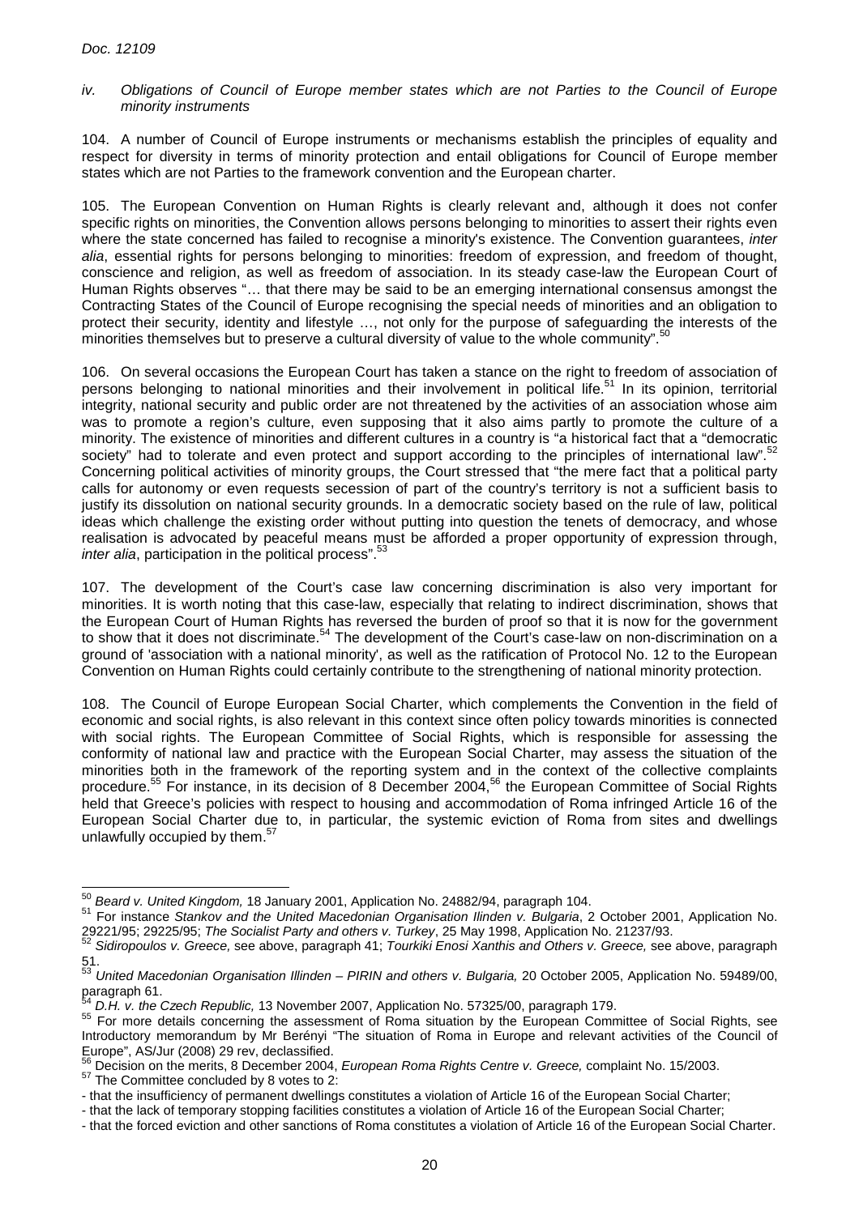*iv. Obligations of Council of Europe member states which are not Parties to the Council of Europe minority instruments*

104. A number of Council of Europe instruments or mechanisms establish the principles of equality and respect for diversity in terms of minority protection and entail obligations for Council of Europe member states which are not Parties to the framework convention and the European charter.

105. The European Convention on Human Rights is clearly relevant and, although it does not confer specific rights on minorities, the Convention allows persons belonging to minorities to assert their rights even where the state concerned has failed to recognise a minority's existence. The Convention guarantees, *inter alia*, essential rights for persons belonging to minorities: freedom of expression, and freedom of thought, conscience and religion, as well as freedom of association. In its steady case-law the European Court of Human Rights observes "… that there may be said to be an emerging international consensus amongst the Contracting States of the Council of Europe recognising the special needs of minorities and an obligation to protect their security, identity and lifestyle …, not only for the purpose of safeguarding the interests of the minorities themselves but to preserve a cultural diversity of value to the whole community".[50]

106. On several occasions the European Court has taken a stance on the right to freedom of association of persons belonging to national minorities and their involvement in political life.[51] In its opinion, territorial integrity, national security and public order are not threatened by the activities of an association whose aim was to promote a region's culture, even supposing that it also aims partly to promote the culture of a minority. The existence of minorities and different cultures in a country is "a historical fact that a "democratic society" had to tolerate and even protect and support according to the principles of international law".[52] Concerning political activities of minority groups, the Court stressed that "the mere fact that a political party calls for autonomy or even requests secession of part of the country's territory is not a sufficient basis to justify its dissolution on national security grounds. In a democratic society based on the rule of law, political ideas which challenge the existing order without putting into question the tenets of democracy, and whose realisation is advocated by peaceful means must be afforded a proper opportunity of expression through, *inter alia*, participation in the political process".[53]

107. The development of the Court's case law concerning discrimination is also very important for minorities. It is worth noting that this case-law, especially that relating to indirect discrimination, shows that the European Court of Human Rights has reversed the burden of proof so that it is now for the government to show that it does not discriminate.[54] The development of the Court's case-law on non-discrimination on a ground of 'association with a national minority', as well as the ratification of Protocol No. 12 to the European Convention on Human Rights could certainly contribute to the strengthening of national minority protection.

108. The Council of Europe European Social Charter, which complements the Convention in the field of economic and social rights, is also relevant in this context since often policy towards minorities is connected with social rights. The European Committee of Social Rights, which is responsible for assessing the conformity of national law and practice with the European Social Charter, may assess the situation of the minorities both in the framework of the reporting system and in the context of the collective complaints procedure.[55] For instance, in its decision of 8 December 2004,[56] the European Committee of Social Rights held that Greece's policies with respect to housing and accommodation of Roma infringed Article 16 of the European Social Charter due to, in particular, the systemic eviction of Roma from sites and dwellings unlawfully occupied by them.[57]

---

[50] *Beard v. United Kingdom,* 18 January 2001, Application No. 24882/94, paragraph 104.

[51] For instance *Stankov and the United Macedonian Organisation Ilinden v. Bulgaria*, 2 October 2001, Application No. 29221/95; 29225/95; *The Socialist Party and others v. Turkey*, 25 May 1998, Application No. 21237/93.

[52] *Sidiropoulos v. Greece,* see above, paragraph 41; *Tourkiki Enosi Xanthis and Others v. Greece,* see above, paragraph 51.

[53] *United Macedonian Organisation Illinden – PIRIN and others v. Bulgaria,* 20 October 2005, Application No. 59489/00, paragraph 61.

[54] *D.H. v. the Czech Republic,* 13 November 2007, Application No. 57325/00, paragraph 179.

[55] For more details concerning the assessment of Roma situation by the European Committee of Social Rights, see Introductory memorandum by Mr Berényi "The situation of Roma in Europe and relevant activities of the Council of Europe", AS/Jur (2008) 29 rev, declassified.

[56] Decision on the merits, 8 December 2004, *European Roma Rights Centre v. Greece,* complaint No. 15/2003.

[57] The Committee concluded by 8 votes to 2:

- that the insufficiency of permanent dwellings constitutes a violation of Article 16 of the European Social Charter;
- that the lack of temporary stopping facilities constitutes a violation of Article 16 of the European Social Charter;
- that the forced eviction and other sanctions of Roma constitutes a violation of Article 16 of the European Social Charter.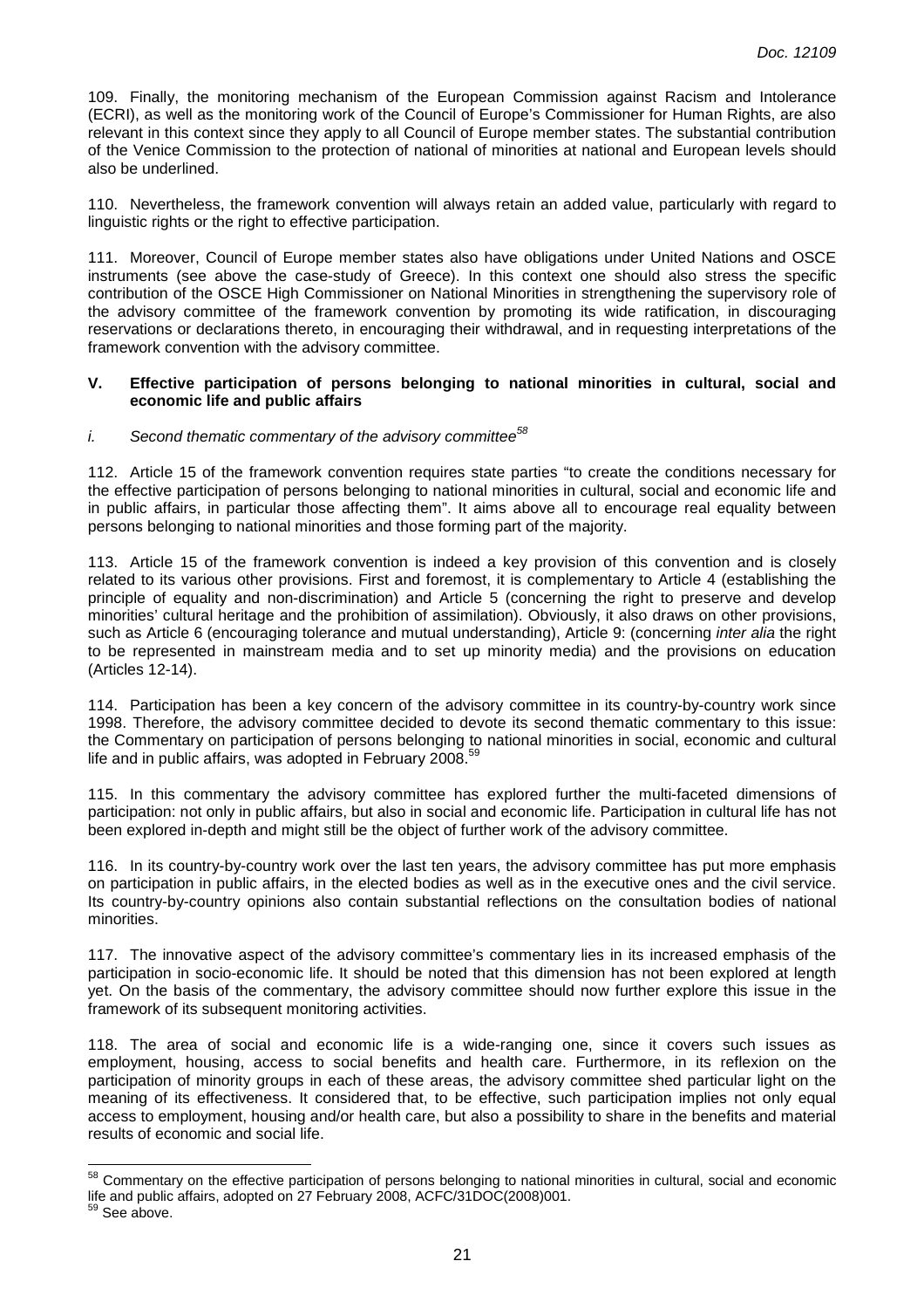109. Finally, the monitoring mechanism of the European Commission against Racism and Intolerance (ECRI), as well as the monitoring work of the Council of Europe's Commissioner for Human Rights, are also relevant in this context since they apply to all Council of Europe member states. The substantial contribution of the Venice Commission to the protection of national of minorities at national and European levels should also be underlined.

110. Nevertheless, the framework convention will always retain an added value, particularly with regard to linguistic rights or the right to effective participation.

111. Moreover, Council of Europe member states also have obligations under United Nations and OSCE instruments (see above the case-study of Greece). In this context one should also stress the specific contribution of the OSCE High Commissioner on National Minorities in strengthening the supervisory role of the advisory committee of the framework convention by promoting its wide ratification, in discouraging reservations or declarations thereto, in encouraging their withdrawal, and in requesting interpretations of the framework convention with the advisory committee.

## V. Effective participation of persons belonging to national minorities in cultural, social and economic life and public affairs

### *i. Second thematic commentary of the advisory committee*[58]

112. Article 15 of the framework convention requires state parties "to create the conditions necessary for the effective participation of persons belonging to national minorities in cultural, social and economic life and in public affairs, in particular those affecting them". It aims above all to encourage real equality between persons belonging to national minorities and those forming part of the majority.

113. Article 15 of the framework convention is indeed a key provision of this convention and is closely related to its various other provisions. First and foremost, it is complementary to Article 4 (establishing the principle of equality and non-discrimination) and Article 5 (concerning the right to preserve and develop minorities' cultural heritage and the prohibition of assimilation). Obviously, it also draws on other provisions, such as Article 6 (encouraging tolerance and mutual understanding), Article 9: (concerning *inter alia* the right to be represented in mainstream media and to set up minority media) and the provisions on education (Articles 12-14).

114. Participation has been a key concern of the advisory committee in its country-by-country work since 1998. Therefore, the advisory committee decided to devote its second thematic commentary to this issue: the Commentary on participation of persons belonging to national minorities in social, economic and cultural life and in public affairs, was adopted in February 2008.[59]

115. In this commentary the advisory committee has explored further the multi-faceted dimensions of participation: not only in public affairs, but also in social and economic life. Participation in cultural life has not been explored in-depth and might still be the object of further work of the advisory committee.

116. In its country-by-country work over the last ten years, the advisory committee has put more emphasis on participation in public affairs, in the elected bodies as well as in the executive ones and the civil service. Its country-by-country opinions also contain substantial reflections on the consultation bodies of national minorities.

117. The innovative aspect of the advisory committee's commentary lies in its increased emphasis of the participation in socio-economic life. It should be noted that this dimension has not been explored at length yet. On the basis of the commentary, the advisory committee should now further explore this issue in the framework of its subsequent monitoring activities.

118. The area of social and economic life is a wide-ranging one, since it covers such issues as employment, housing, access to social benefits and health care. Furthermore, in its reflexion on the participation of minority groups in each of these areas, the advisory committee shed particular light on the meaning of its effectiveness. It considered that, to be effective, such participation implies not only equal access to employment, housing and/or health care, but also a possibility to share in the benefits and material results of economic and social life.

---

[58] Commentary on the effective participation of persons belonging to national minorities in cultural, social and economic life and public affairs, adopted on 27 February 2008, ACFC/31DOC(2008)001.

[59] See above.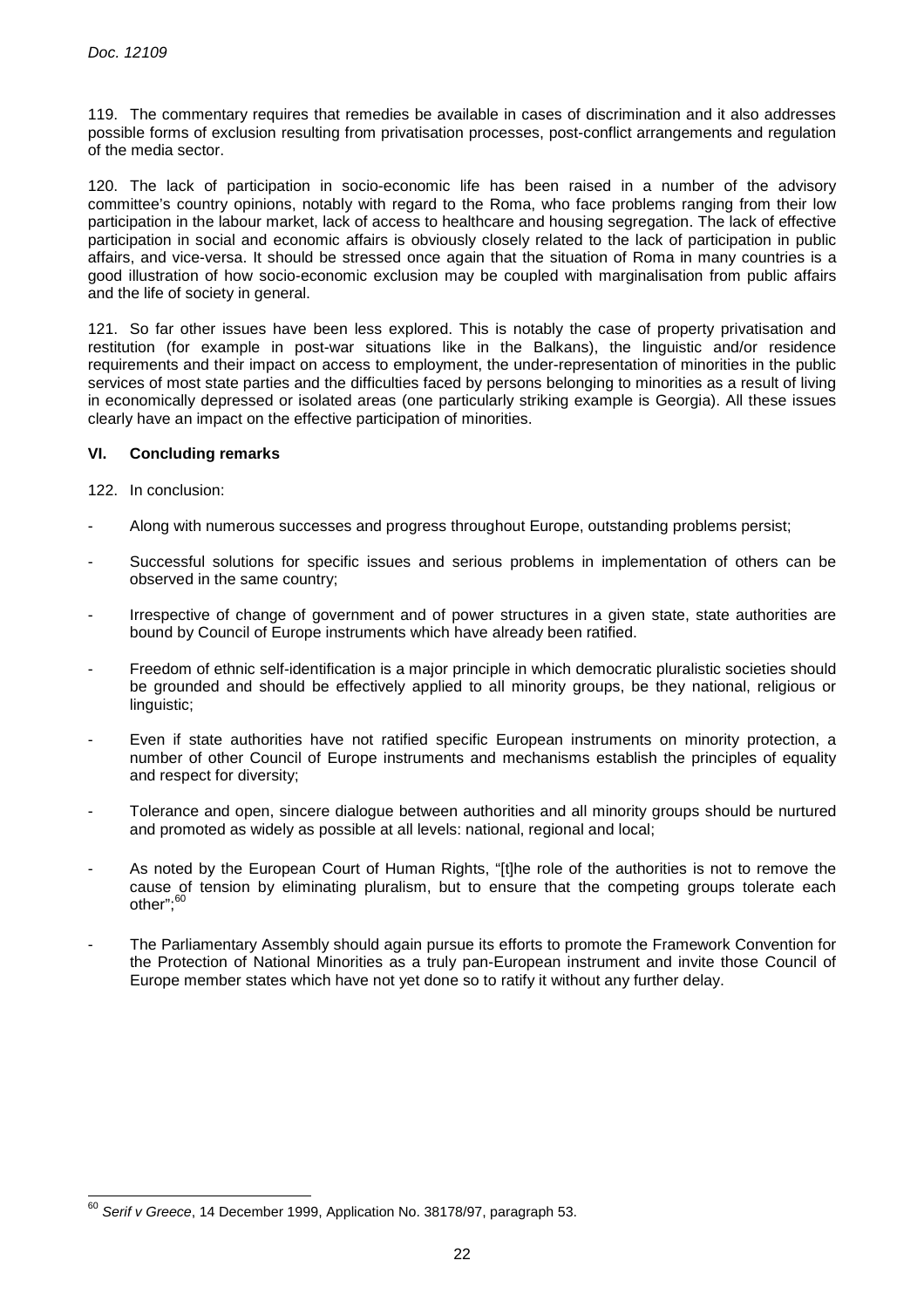119. The commentary requires that remedies be available in cases of discrimination and it also addresses possible forms of exclusion resulting from privatisation processes, post-conflict arrangements and regulation of the media sector.

120. The lack of participation in socio-economic life has been raised in a number of the advisory committee's country opinions, notably with regard to the Roma, who face problems ranging from their low participation in the labour market, lack of access to healthcare and housing segregation. The lack of effective participation in social and economic affairs is obviously closely related to the lack of participation in public affairs, and vice-versa. It should be stressed once again that the situation of Roma in many countries is a good illustration of how socio-economic exclusion may be coupled with marginalisation from public affairs and the life of society in general.

121. So far other issues have been less explored. This is notably the case of property privatisation and restitution (for example in post-war situations like in the Balkans), the linguistic and/or residence requirements and their impact on access to employment, the under-representation of minorities in the public services of most state parties and the difficulties faced by persons belonging to minorities as a result of living in economically depressed or isolated areas (one particularly striking example is Georgia). All these issues clearly have an impact on the effective participation of minorities.

## VI. Concluding remarks

122. In conclusion:

- Along with numerous successes and progress throughout Europe, outstanding problems persist;
- Successful solutions for specific issues and serious problems in implementation of others can be observed in the same country;
- Irrespective of change of government and of power structures in a given state, state authorities are bound by Council of Europe instruments which have already been ratified.
- Freedom of ethnic self-identification is a major principle in which democratic pluralistic societies should be grounded and should be effectively applied to all minority groups, be they national, religious or linguistic;
- Even if state authorities have not ratified specific European instruments on minority protection, a number of other Council of Europe instruments and mechanisms establish the principles of equality and respect for diversity;
- Tolerance and open, sincere dialogue between authorities and all minority groups should be nurtured and promoted as widely as possible at all levels: national, regional and local;
- As noted by the European Court of Human Rights, "[t]he role of the authorities is not to remove the cause of tension by eliminating pluralism, but to ensure that the competing groups tolerate each other";[60]
- The Parliamentary Assembly should again pursue its efforts to promote the Framework Convention for the Protection of National Minorities as a truly pan-European instrument and invite those Council of Europe member states which have not yet done so to ratify it without any further delay.

---

[60] *Serif v Greece*, 14 December 1999, Application No. 38178/97, paragraph 53.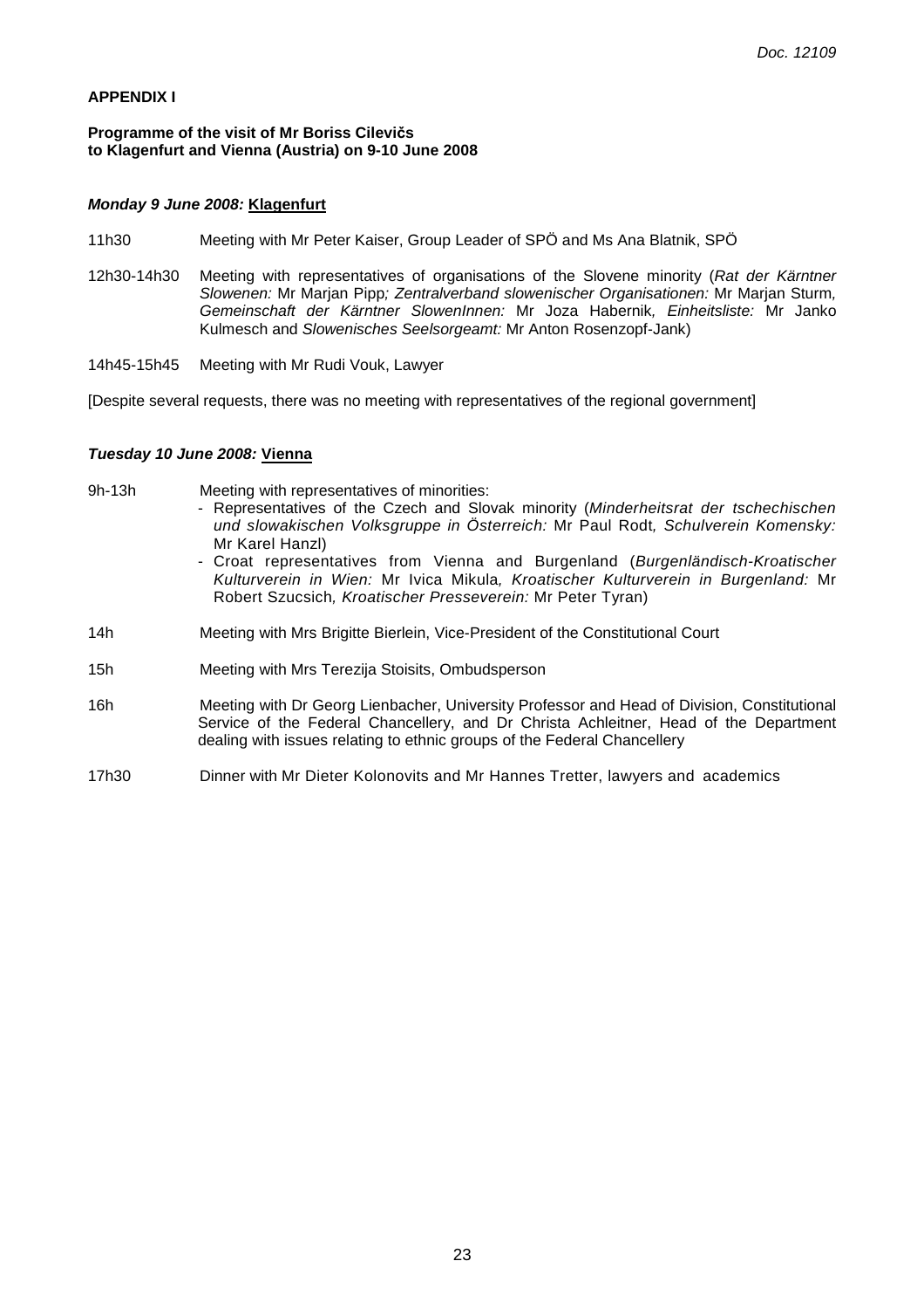**APPENDIX I**

**Programme of the visit of Mr Boriss Cilevičs to Klagenfurt and Vienna (Austria) on 9-10 June 2008**

***Monday 9 June 2008:* Klagenfurt**

11h30 Meeting with Mr Peter Kaiser, Group Leader of SPÖ and Ms Ana Blatnik, SPÖ

12h30-14h30 Meeting with representatives of organisations of the Slovene minority (*Rat der Kärntner Slowenen:* Mr Marjan Pipp*; Zentralverband slowenischer Organisationen:* Mr Marjan Sturm*, Gemeinschaft der Kärntner SlowenInnen:* Mr Joza Habernik*, Einheitsliste:* Mr Janko Kulmesch and *Slowenisches Seelsorgeamt:* Mr Anton Rosenzopf-Jank)

14h45-15h45 Meeting with Mr Rudi Vouk, Lawyer

[Despite several requests, there was no meeting with representatives of the regional government]

***Tuesday 10 June 2008:* Vienna**

9h-13h Meeting with representatives of minorities:

- Representatives of the Czech and Slovak minority (*Minderheitsrat der tschechischen und slowakischen Volksgruppe in Österreich:* Mr Paul Rodt*, Schulverein Komensky:* Mr Karel Hanzl)
- Croat representatives from Vienna and Burgenland (*Burgenländisch-Kroatischer Kulturverein in Wien:* Mr Ivica Mikula*, Kroatischer Kulturverein in Burgenland:* Mr Robert Szucsich*, Kroatischer Presseverein:* Mr Peter Tyran)

14h Meeting with Mrs Brigitte Bierlein, Vice-President of the Constitutional Court

15h Meeting with Mrs Terezija Stoisits, Ombudsperson

16h Meeting with Dr Georg Lienbacher, University Professor and Head of Division, Constitutional Service of the Federal Chancellery, and Dr Christa Achleitner, Head of the Department dealing with issues relating to ethnic groups of the Federal Chancellery

17h30 Dinner with Mr Dieter Kolonovits and Mr Hannes Tretter, lawyers and academics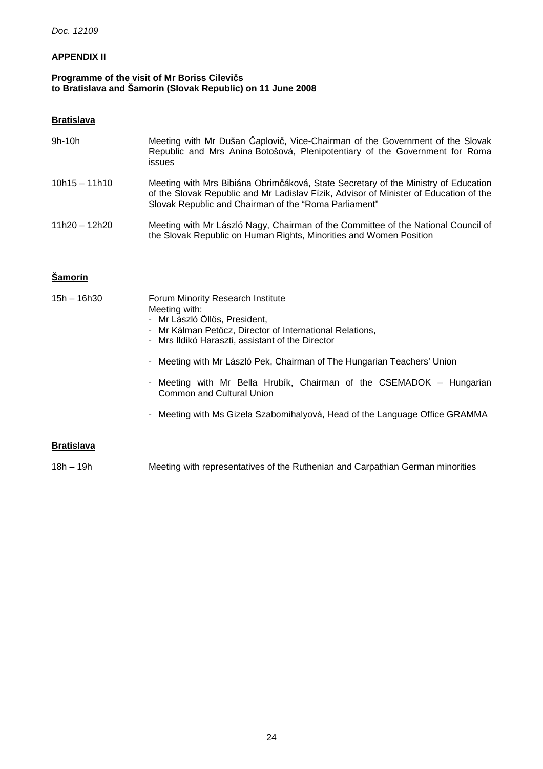**APPENDIX II**

**Programme of the visit of Mr Boriss Cilevičs to Bratislava and Šamorín (Slovak Republic) on 11 June 2008**

**<u>Bratislava</u>**

| | |
|---|---|
| 9h-10h | Meeting with Mr Dušan Čaplovič, Vice-Chairman of the Government of the Slovak Republic and Mrs Anina Botošová, Plenipotentiary of the Government for Roma issues |
| 10h15 – 11h10 | Meeting with Mrs Bibiána Obrimčáková, State Secretary of the Ministry of Education of the Slovak Republic and Mr Ladislav Fízik, Advisor of Minister of Education of the Slovak Republic and Chairman of the "Roma Parliament" |
| 11h20 – 12h20 | Meeting with Mr László Nagy, Chairman of the Committee of the National Council of the Slovak Republic on Human Rights, Minorities and Women Position |

**<u>Šamorín</u>**

15h – 16h30

Forum Minority Research Institute
Meeting with:
- Mr László Öllös, President,
- Mr Kálman Petöcz, Director of International Relations,
- Mrs Ildikó Haraszti, assistant of the Director

- Meeting with Mr László Pek, Chairman of The Hungarian Teachers' Union
- Meeting with Mr Bella Hrubík, Chairman of the CSEMADOK – Hungarian Common and Cultural Union
- Meeting with Ms Gizela Szabomihalyová, Head of the Language Office GRAMMA

**<u>Bratislava</u>**

| | |
|---|---|
| 18h – 19h | Meeting with representatives of the Ruthenian and Carpathian German minorities |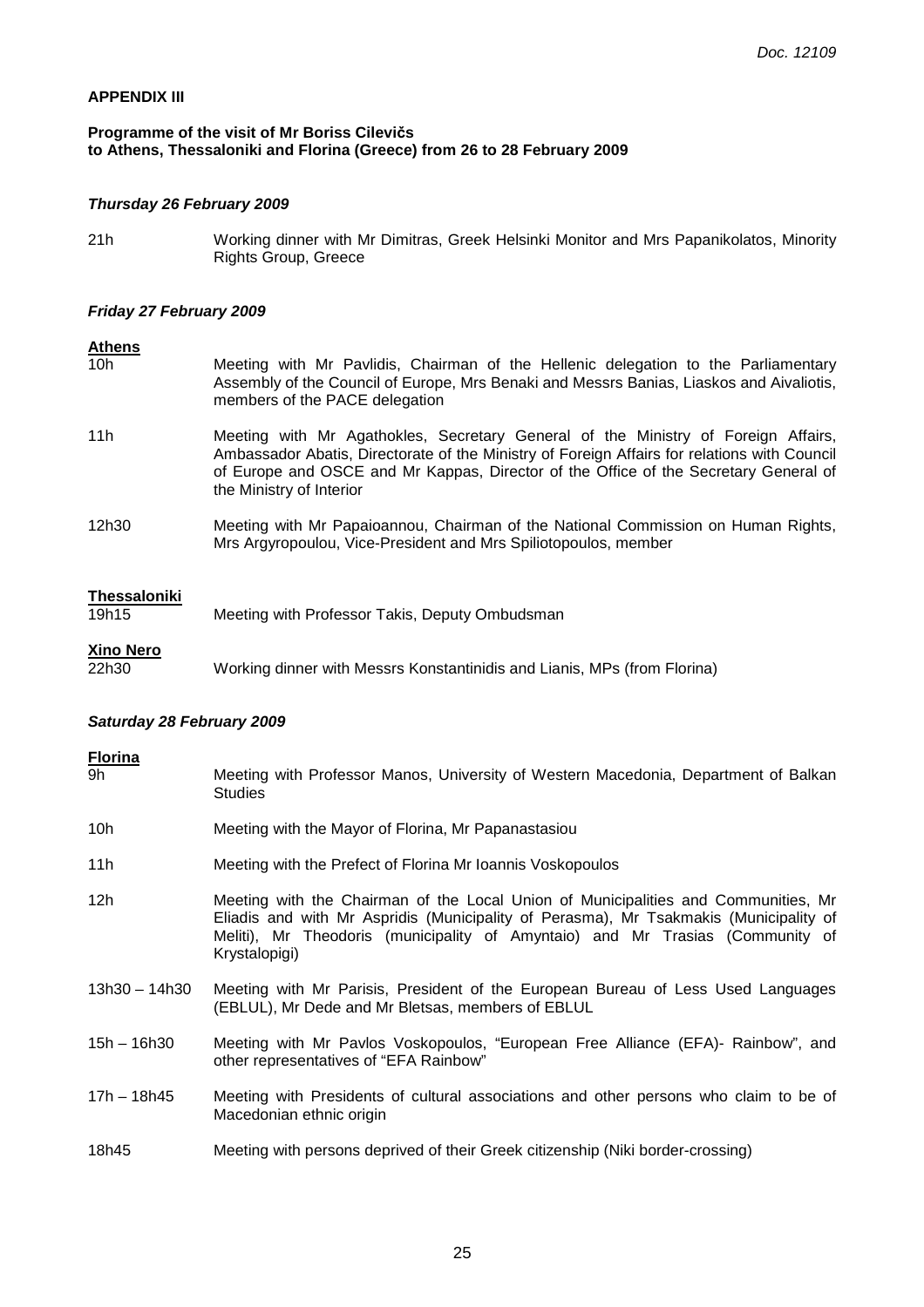**APPENDIX III**

**Programme of the visit of Mr Boriss Cilevičs to Athens, Thessaloniki and Florina (Greece) from 26 to 28 February 2009**

***Thursday 26 February 2009***

21h Working dinner with Mr Dimitras, Greek Helsinki Monitor and Mrs Papanikolatos, Minority Rights Group, Greece

***Friday 27 February 2009***

**Athens**

10h Meeting with Mr Pavlidis, Chairman of the Hellenic delegation to the Parliamentary Assembly of the Council of Europe, Mrs Benaki and Messrs Banias, Liaskos and Aivaliotis, members of the PACE delegation

11h Meeting with Mr Agathokles, Secretary General of the Ministry of Foreign Affairs, Ambassador Abatis, Directorate of the Ministry of Foreign Affairs for relations with Council of Europe and OSCE and Mr Kappas, Director of the Office of the Secretary General of the Ministry of Interior

12h30 Meeting with Mr Papaioannou, Chairman of the National Commission on Human Rights, Mrs Argyropoulou, Vice-President and Mrs Spiliotopoulos, member

**Thessaloniki**

19h15 Meeting with Professor Takis, Deputy Ombudsman

**Xino Nero**

22h30 Working dinner with Messrs Konstantinidis and Lianis, MPs (from Florina)

***Saturday 28 February 2009***

**Florina**

9h Meeting with Professor Manos, University of Western Macedonia, Department of Balkan Studies

10h Meeting with the Mayor of Florina, Mr Papanastasiou

11h Meeting with the Prefect of Florina Mr Ioannis Voskopoulos

12h Meeting with the Chairman of the Local Union of Municipalities and Communities, Mr Eliadis and with Mr Aspridis (Municipality of Perasma), Mr Tsakmakis (Municipality of Meliti), Mr Theodoris (municipality of Amyntaio) and Mr Trasias (Community of Krystalopigi)

13h30 – 14h30 Meeting with Mr Parisis, President of the European Bureau of Less Used Languages (EBLUL), Mr Dede and Mr Bletsas, members of EBLUL

15h – 16h30 Meeting with Mr Pavlos Voskopoulos, "European Free Alliance (EFA)- Rainbow", and other representatives of "EFA Rainbow"

17h – 18h45 Meeting with Presidents of cultural associations and other persons who claim to be of Macedonian ethnic origin

18h45 Meeting with persons deprived of their Greek citizenship (Niki border-crossing)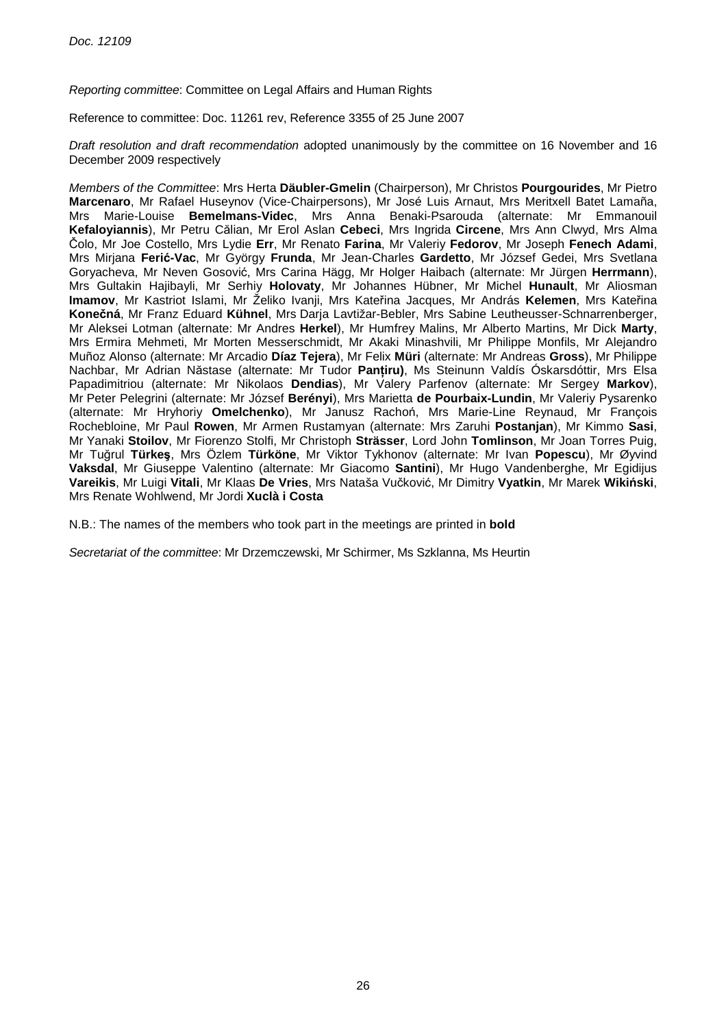*Reporting committee*: Committee on Legal Affairs and Human Rights

Reference to committee: Doc. 11261 rev, Reference 3355 of 25 June 2007

*Draft resolution and draft recommendation* adopted unanimously by the committee on 16 November and 16 December 2009 respectively

*Members of the Committee*: Mrs Herta **Däubler-Gmelin** (Chairperson), Mr Christos **Pourgourides**, Mr Pietro **Marcenaro**, Mr Rafael Huseynov (Vice-Chairpersons), Mr José Luis Arnaut, Mrs Meritxell Batet Lamaña, Mrs Marie-Louise **Bemelmans-Videc**, Mrs Anna Benaki-Psarouda (alternate: Mr Emmanouil **Kefaloyiannis**), Mr Petru Călian, Mr Erol Aslan **Cebeci**, Mrs Ingrida **Circene**, Mrs Ann Clwyd, Mrs Alma Čolo, Mr Joe Costello, Mrs Lydie **Err**, Mr Renato **Farina**, Mr Valeriy **Fedorov**, Mr Joseph **Fenech Adami**, Mrs Mirjana **Ferić-Vac**, Mr György **Frunda**, Mr Jean-Charles **Gardetto**, Mr József Gedei, Mrs Svetlana Goryacheva, Mr Neven Gosović, Mrs Carina Hägg, Mr Holger Haibach (alternate: Mr Jürgen **Herrmann**), Mrs Gultakin Hajibayli, Mr Serhiy **Holovaty**, Mr Johannes Hübner, Mr Michel **Hunault**, Mr Aliosman **Imamov**, Mr Kastriot Islami, Mr Željko Ivanji, Mrs Kateřina Jacques, Mr András **Kelemen**, Mrs Kateřina **Konečná**, Mr Franz Eduard **Kühnel**, Mrs Darja Lavtižar-Bebler, Mrs Sabine Leutheusser-Schnarrenberger, Mr Aleksei Lotman (alternate: Mr Andres **Herkel**), Mr Humfrey Malins, Mr Alberto Martins, Mr Dick **Marty**, Mrs Ermira Mehmeti, Mr Morten Messerschmidt, Mr Akaki Minashvili, Mr Philippe Monfils, Mr Alejandro Muñoz Alonso (alternate: Mr Arcadio **Díaz Tejera**), Mr Felix **Müri** (alternate: Mr Andreas **Gross**), Mr Philippe Nachbar, Mr Adrian Năstase (alternate: Mr Tudor **Panțiru)**, Ms Steinunn Valdís Óskarsdóttir, Mrs Elsa Papadimitriou (alternate: Mr Nikolaos **Dendias**), Mr Valery Parfenov (alternate: Mr Sergey **Markov**), Mr Peter Pelegrini (alternate: Mr József **Berényi**), Mrs Marietta **de Pourbaix-Lundin**, Mr Valeriy Pysarenko (alternate: Mr Hryhoriy **Omelchenko**), Mr Janusz Rachoń, Mrs Marie-Line Reynaud, Mr François Rochebloine, Mr Paul **Rowen**, Mr Armen Rustamyan (alternate: Mrs Zaruhi **Postanjan**), Mr Kimmo **Sasi**, Mr Yanaki **Stoilov**, Mr Fiorenzo Stolfi, Mr Christoph **Strässer**, Lord John **Tomlinson**, Mr Joan Torres Puig, Mr Tuğrul **Türkeş**, Mrs Özlem **Türköne**, Mr Viktor Tykhonov (alternate: Mr Ivan **Popescu**), Mr Øyvind **Vaksdal**, Mr Giuseppe Valentino (alternate: Mr Giacomo **Santini**), Mr Hugo Vandenberghe, Mr Egidijus **Vareikis**, Mr Luigi **Vitali**, Mr Klaas **De Vries**, Mrs Nataša Vučković, Mr Dimitry **Vyatkin**, Mr Marek **Wikiński**, Mrs Renate Wohlwend, Mr Jordi **Xuclà i Costa**

N.B.: The names of the members who took part in the meetings are printed in **bold**

*Secretariat of the committee*: Mr Drzemczewski, Mr Schirmer, Ms Szklanna, Ms Heurtin